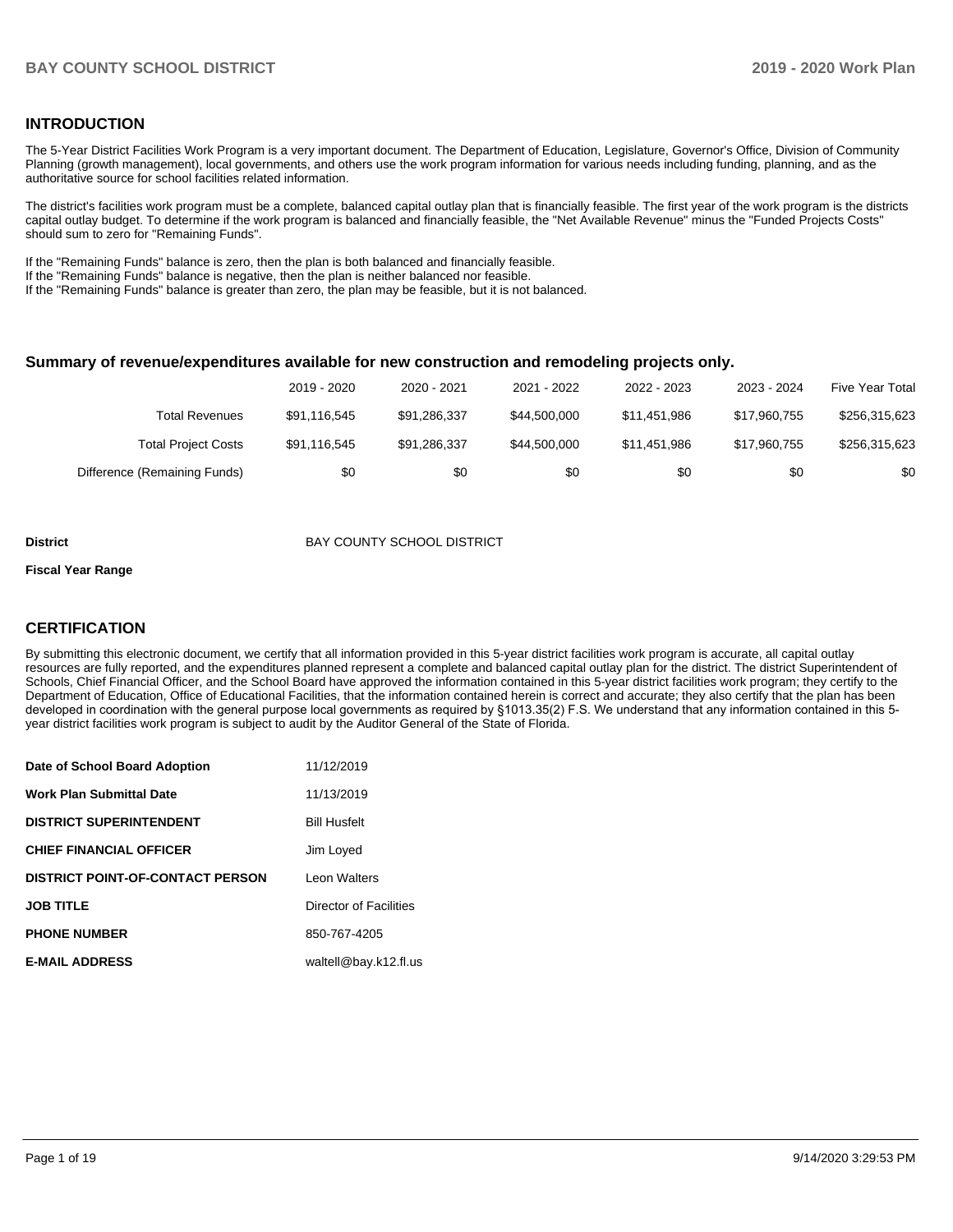## INTRODUCTION

The 5-Year District Facilities Work Program is a very important document. The Department of Education, Legislature, Governor's Office, Division of Community Planning (growth management), local governments, and others use the work program information for various needs including funding, planning, and as the authoritative source for school facilities related information.

The district's facilities work program must be a complete, balanced capital outlay plan that is financially feasible. The first year of the work program is the districts capital outlay budget. To determine if the work program is balanced and financially feasible, the "Net Available Revenue" minus the "Funded Projects Costs" should sum to zero for "Remaining Funds".

If the "Remaining Funds" balance is zero, then the plan is both balanced and financially feasible.
If the "Remaining Funds" balance is negative, then the plan is neither balanced nor feasible.
If the "Remaining Funds" balance is greater than zero, the plan may be feasible, but it is not balanced.

### Summary of revenue/expenditures available for new construction and remodeling projects only.

| | 2019 - 2020 | 2020 - 2021 | 2021 - 2022 | 2022 - 2023 | 2023 - 2024 | Five Year Total |
|---|---|---|---|---|---|---|
| Total Revenues | $91,116,545 | $91,286,337 | $44,500,000 | $11,451,986 | $17,960,755 | $256,315,623 |
| Total Project Costs | $91,116,545 | $91,286,337 | $44,500,000 | $11,451,986 | $17,960,755 | $256,315,623 |
| Difference (Remaining Funds) | $0 | $0 | $0 | $0 | $0 | $0 |

**District** BAY COUNTY SCHOOL DISTRICT

**Fiscal Year Range**

## CERTIFICATION

By submitting this electronic document, we certify that all information provided in this 5-year district facilities work program is accurate, all capital outlay resources are fully reported, and the expenditures planned represent a complete and balanced capital outlay plan for the district. The district Superintendent of Schools, Chief Financial Officer, and the School Board have approved the information contained in this 5-year district facilities work program; they certify to the Department of Education, Office of Educational Facilities, that the information contained herein is correct and accurate; they also certify that the plan has been developed in coordination with the general purpose local governments as required by §1013.35(2) F.S. We understand that any information contained in this 5-year district facilities work program is subject to audit by the Auditor General of the State of Florida.

| | |
|---|---|
| **Date of School Board Adoption** | 11/12/2019 |
| **Work Plan Submittal Date** | 11/13/2019 |
| **DISTRICT SUPERINTENDENT** | Bill Husfelt |
| **CHIEF FINANCIAL OFFICER** | Jim Loyed |
| **DISTRICT POINT-OF-CONTACT PERSON** | Leon Walters |
| **JOB TITLE** | Director of Facilities |
| **PHONE NUMBER** | 850-767-4205 |
| **E-MAIL ADDRESS** | waltell@bay.k12.fl.us |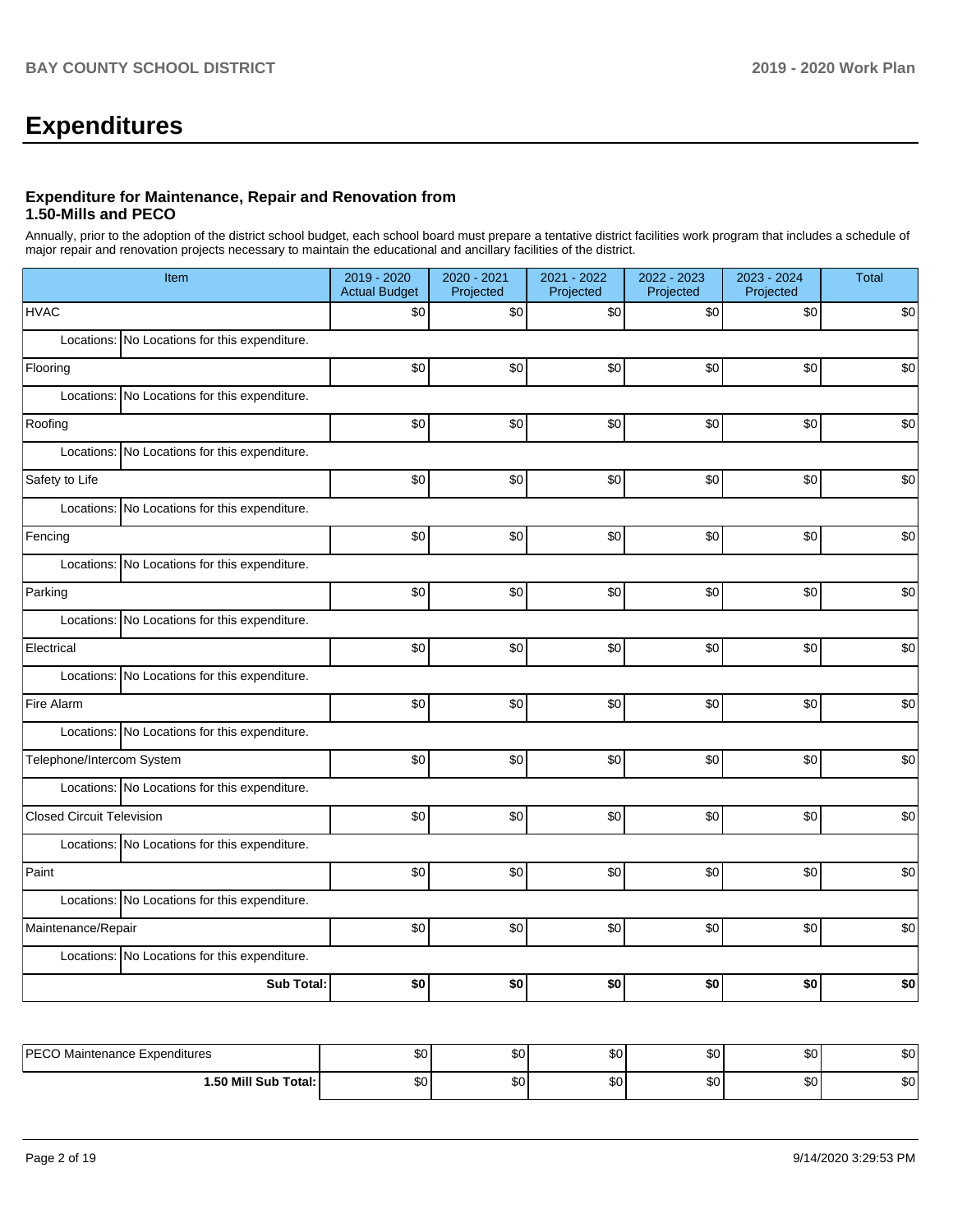# Expenditures

### Expenditure for Maintenance, Repair and Renovation from 1.50-Mills and PECO

Annually, prior to the adoption of the district school budget, each school board must prepare a tentative district facilities work program that includes a schedule of major repair and renovation projects necessary to maintain the educational and ancillary facilities of the district.

| Item | 2019 - 2020 Actual Budget | 2020 - 2021 Projected | 2021 - 2022 Projected | 2022 - 2023 Projected | 2023 - 2024 Projected | Total |
|---|---|---|---|---|---|---|
| HVAC | $0 | $0 | $0 | $0 | $0 | $0 |
| Locations: No Locations for this expenditure. | | | | | | |
| Flooring | $0 | $0 | $0 | $0 | $0 | $0 |
| Locations: No Locations for this expenditure. | | | | | | |
| Roofing | $0 | $0 | $0 | $0 | $0 | $0 |
| Locations: No Locations for this expenditure. | | | | | | |
| Safety to Life | $0 | $0 | $0 | $0 | $0 | $0 |
| Locations: No Locations for this expenditure. | | | | | | |
| Fencing | $0 | $0 | $0 | $0 | $0 | $0 |
| Locations: No Locations for this expenditure. | | | | | | |
| Parking | $0 | $0 | $0 | $0 | $0 | $0 |
| Locations: No Locations for this expenditure. | | | | | | |
| Electrical | $0 | $0 | $0 | $0 | $0 | $0 |
| Locations: No Locations for this expenditure. | | | | | | |
| Fire Alarm | $0 | $0 | $0 | $0 | $0 | $0 |
| Locations: No Locations for this expenditure. | | | | | | |
| Telephone/Intercom System | $0 | $0 | $0 | $0 | $0 | $0 |
| Locations: No Locations for this expenditure. | | | | | | |
| Closed Circuit Television | $0 | $0 | $0 | $0 | $0 | $0 |
| Locations: No Locations for this expenditure. | | | | | | |
| Paint | $0 | $0 | $0 | $0 | $0 | $0 |
| Locations: No Locations for this expenditure. | | | | | | |
| Maintenance/Repair | $0 | $0 | $0 | $0 | $0 | $0 |
| Locations: No Locations for this expenditure. | | | | | | |
| **Sub Total:** | **$0** | **$0** | **$0** | **$0** | **$0** | **$0** |

| | | | | | | |
|---|---|---|---|---|---|---|
| PECO Maintenance Expenditures | $0 | $0 | $0 | $0 | $0 | $0 |
| **1.50 Mill Sub Total:** | $0 | $0 | $0 | $0 | $0 | $0 |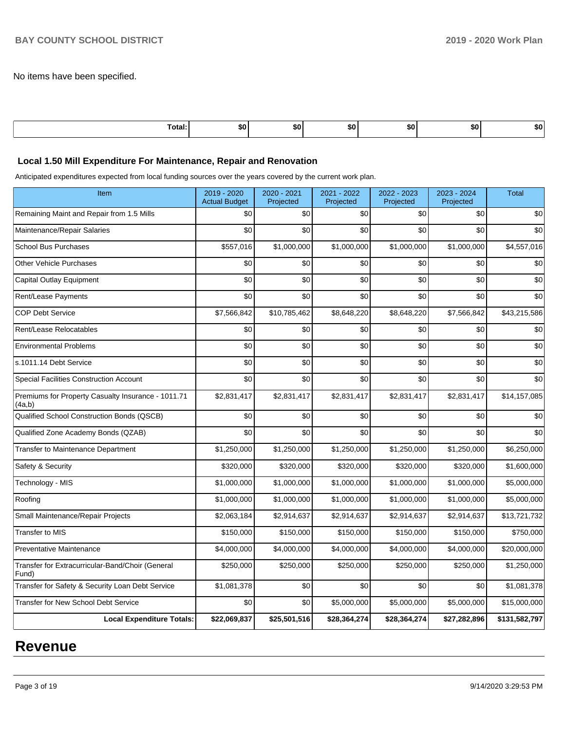No items have been specified.

| Total: | $0 | $0 | $0 | $0 | $0 | $0 |
|---|---|---|---|---|---|---|

### Local 1.50 Mill Expenditure For Maintenance, Repair and Renovation

Anticipated expenditures expected from local funding sources over the years covered by the current work plan.

| Item | 2019 - 2020 Actual Budget | 2020 - 2021 Projected | 2021 - 2022 Projected | 2022 - 2023 Projected | 2023 - 2024 Projected | Total |
|---|---|---|---|---|---|---|
| Remaining Maint and Repair from 1.5 Mills | $0 | $0 | $0 | $0 | $0 | $0 |
| Maintenance/Repair Salaries | $0 | $0 | $0 | $0 | $0 | $0 |
| School Bus Purchases | $557,016 | $1,000,000 | $1,000,000 | $1,000,000 | $1,000,000 | $4,557,016 |
| Other Vehicle Purchases | $0 | $0 | $0 | $0 | $0 | $0 |
| Capital Outlay Equipment | $0 | $0 | $0 | $0 | $0 | $0 |
| Rent/Lease Payments | $0 | $0 | $0 | $0 | $0 | $0 |
| COP Debt Service | $7,566,842 | $10,785,462 | $8,648,220 | $8,648,220 | $7,566,842 | $43,215,586 |
| Rent/Lease Relocatables | $0 | $0 | $0 | $0 | $0 | $0 |
| Environmental Problems | $0 | $0 | $0 | $0 | $0 | $0 |
| s.1011.14 Debt Service | $0 | $0 | $0 | $0 | $0 | $0 |
| Special Facilities Construction Account | $0 | $0 | $0 | $0 | $0 | $0 |
| Premiums for Property Casualty Insurance - 1011.71 (4a,b) | $2,831,417 | $2,831,417 | $2,831,417 | $2,831,417 | $2,831,417 | $14,157,085 |
| Qualified School Construction Bonds (QSCB) | $0 | $0 | $0 | $0 | $0 | $0 |
| Qualified Zone Academy Bonds (QZAB) | $0 | $0 | $0 | $0 | $0 | $0 |
| Transfer to Maintenance Department | $1,250,000 | $1,250,000 | $1,250,000 | $1,250,000 | $1,250,000 | $6,250,000 |
| Safety & Security | $320,000 | $320,000 | $320,000 | $320,000 | $320,000 | $1,600,000 |
| Technology - MIS | $1,000,000 | $1,000,000 | $1,000,000 | $1,000,000 | $1,000,000 | $5,000,000 |
| Roofing | $1,000,000 | $1,000,000 | $1,000,000 | $1,000,000 | $1,000,000 | $5,000,000 |
| Small Maintenance/Repair Projects | $2,063,184 | $2,914,637 | $2,914,637 | $2,914,637 | $2,914,637 | $13,721,732 |
| Transfer to MIS | $150,000 | $150,000 | $150,000 | $150,000 | $150,000 | $750,000 |
| Preventative Maintenance | $4,000,000 | $4,000,000 | $4,000,000 | $4,000,000 | $4,000,000 | $20,000,000 |
| Transfer for Extracurricular-Band/Choir (General Fund) | $250,000 | $250,000 | $250,000 | $250,000 | $250,000 | $1,250,000 |
| Transfer for Safety & Security Loan Debt Service | $1,081,378 | $0 | $0 | $0 | $0 | $1,081,378 |
| Transfer for New School Debt Service | $0 | $0 | $5,000,000 | $5,000,000 | $5,000,000 | $15,000,000 |
| **Local Expenditure Totals:** | **$22,069,837** | **$25,501,516** | **$28,364,274** | **$28,364,274** | **$27,282,896** | **$131,582,797** |

# Revenue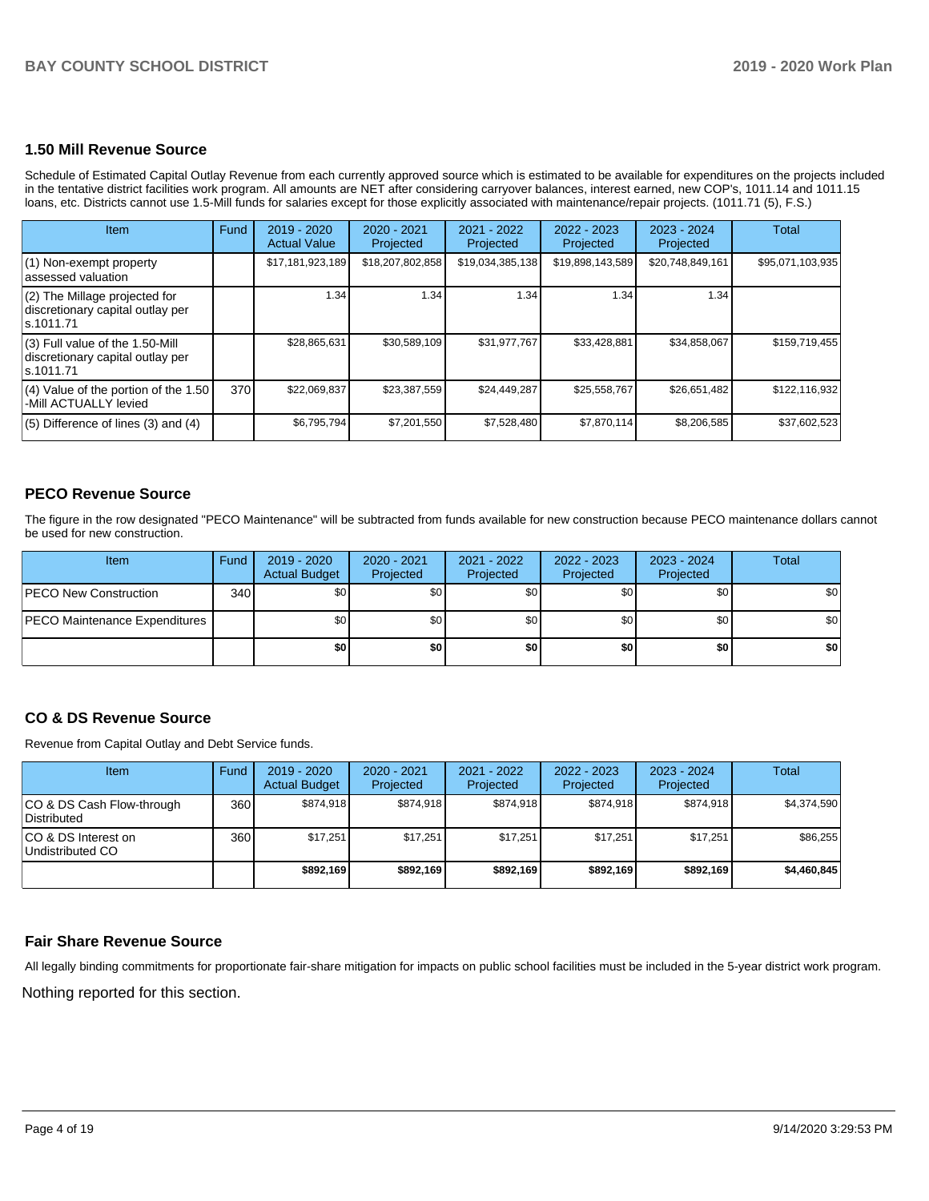## 1.50 Mill Revenue Source

Schedule of Estimated Capital Outlay Revenue from each currently approved source which is estimated to be available for expenditures on the projects included in the tentative district facilities work program. All amounts are NET after considering carryover balances, interest earned, new COP's, 1011.14 and 1011.15 loans, etc. Districts cannot use 1.5-Mill funds for salaries except for those explicitly associated with maintenance/repair projects. (1011.71 (5), F.S.)

| Item | Fund | 2019 - 2020 Actual Value | 2020 - 2021 Projected | 2021 - 2022 Projected | 2022 - 2023 Projected | 2023 - 2024 Projected | Total |
|---|---|---|---|---|---|---|---|
| (1) Non-exempt property assessed valuation | | $17,181,923,189 | $18,207,802,858 | $19,034,385,138 | $19,898,143,589 | $20,748,849,161 | $95,071,103,935 |
| (2) The Millage projected for discretionary capital outlay per s.1011.71 | | 1.34 | 1.34 | 1.34 | 1.34 | 1.34 | |
| (3) Full value of the 1.50-Mill discretionary capital outlay per s.1011.71 | | $28,865,631 | $30,589,109 | $31,977,767 | $33,428,881 | $34,858,067 | $159,719,455 |
| (4) Value of the portion of the 1.50 -Mill ACTUALLY levied | 370 | $22,069,837 | $23,387,559 | $24,449,287 | $25,558,767 | $26,651,482 | $122,116,932 |
| (5) Difference of lines (3) and (4) | | $6,795,794 | $7,201,550 | $7,528,480 | $7,870,114 | $8,206,585 | $37,602,523 |

## PECO Revenue Source

The figure in the row designated "PECO Maintenance" will be subtracted from funds available for new construction because PECO maintenance dollars cannot be used for new construction.

| Item | Fund | 2019 - 2020 Actual Budget | 2020 - 2021 Projected | 2021 - 2022 Projected | 2022 - 2023 Projected | 2023 - 2024 Projected | Total |
|---|---|---|---|---|---|---|---|
| PECO New Construction | 340 | $0 | $0 | $0 | $0 | $0 | $0 |
| PECO Maintenance Expenditures | | $0 | $0 | $0 | $0 | $0 | $0 |
| | | **$0** | **$0** | **$0** | **$0** | **$0** | **$0** |

## CO & DS Revenue Source

Revenue from Capital Outlay and Debt Service funds.

| Item | Fund | 2019 - 2020 Actual Budget | 2020 - 2021 Projected | 2021 - 2022 Projected | 2022 - 2023 Projected | 2023 - 2024 Projected | Total |
|---|---|---|---|---|---|---|---|
| CO & DS Cash Flow-through Distributed | 360 | $874,918 | $874,918 | $874,918 | $874,918 | $874,918 | $4,374,590 |
| CO & DS Interest on Undistributed CO | 360 | $17,251 | $17,251 | $17,251 | $17,251 | $17,251 | $86,255 |
| | | **$892,169** | **$892,169** | **$892,169** | **$892,169** | **$892,169** | **$4,460,845** |

## Fair Share Revenue Source

All legally binding commitments for proportionate fair-share mitigation for impacts on public school facilities must be included in the 5-year district work program.

Nothing reported for this section.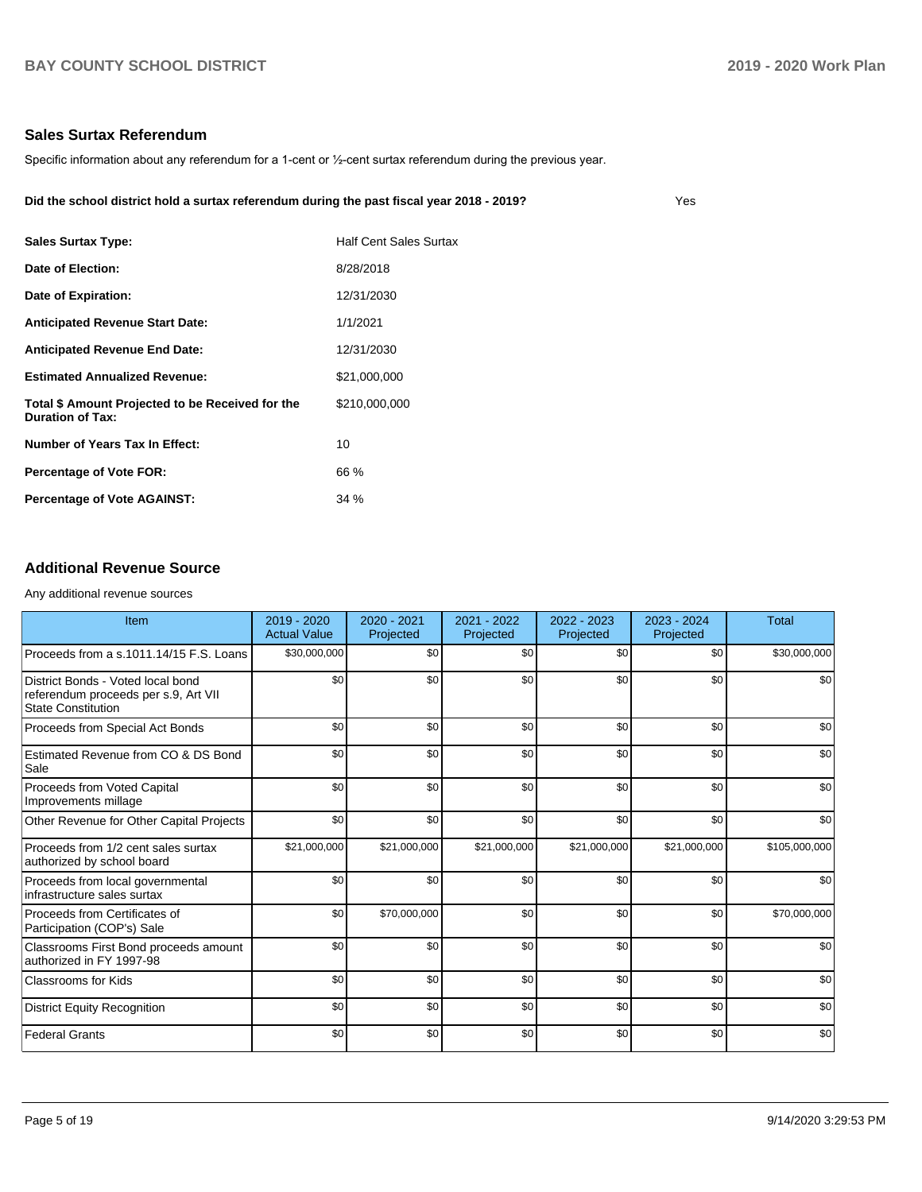## Sales Surtax Referendum

Specific information about any referendum for a 1-cent or ½-cent surtax referendum during the previous year.

**Did the school district hold a surtax referendum during the past fiscal year 2018 - 2019?** Yes

| | |
|---|---|
| **Sales Surtax Type:** | Half Cent Sales Surtax |
| **Date of Election:** | 8/28/2018 |
| **Date of Expiration:** | 12/31/2030 |
| **Anticipated Revenue Start Date:** | 1/1/2021 |
| **Anticipated Revenue End Date:** | 12/31/2030 |
| **Estimated Annualized Revenue:** | $21,000,000 |
| **Total $ Amount Projected to be Received for the Duration of Tax:** | $210,000,000 |
| **Number of Years Tax In Effect:** | 10 |
| **Percentage of Vote FOR:** | 66 % |
| **Percentage of Vote AGAINST:** | 34 % |

## Additional Revenue Source

Any additional revenue sources

| Item | 2019 - 2020 Actual Value | 2020 - 2021 Projected | 2021 - 2022 Projected | 2022 - 2023 Projected | 2023 - 2024 Projected | Total |
|---|---|---|---|---|---|---|
| Proceeds from a s.1011.14/15 F.S. Loans | $30,000,000 | $0 | $0 | $0 | $0 | $30,000,000 |
| District Bonds - Voted local bond referendum proceeds per s.9, Art VII State Constitution | $0 | $0 | $0 | $0 | $0 | $0 |
| Proceeds from Special Act Bonds | $0 | $0 | $0 | $0 | $0 | $0 |
| Estimated Revenue from CO & DS Bond Sale | $0 | $0 | $0 | $0 | $0 | $0 |
| Proceeds from Voted Capital Improvements millage | $0 | $0 | $0 | $0 | $0 | $0 |
| Other Revenue for Other Capital Projects | $0 | $0 | $0 | $0 | $0 | $0 |
| Proceeds from 1/2 cent sales surtax authorized by school board | $21,000,000 | $21,000,000 | $21,000,000 | $21,000,000 | $21,000,000 | $105,000,000 |
| Proceeds from local governmental infrastructure sales surtax | $0 | $0 | $0 | $0 | $0 | $0 |
| Proceeds from Certificates of Participation (COP's) Sale | $0 | $70,000,000 | $0 | $0 | $0 | $70,000,000 |
| Classrooms First Bond proceeds amount authorized in FY 1997-98 | $0 | $0 | $0 | $0 | $0 | $0 |
| Classrooms for Kids | $0 | $0 | $0 | $0 | $0 | $0 |
| District Equity Recognition | $0 | $0 | $0 | $0 | $0 | $0 |
| Federal Grants | $0 | $0 | $0 | $0 | $0 | $0 |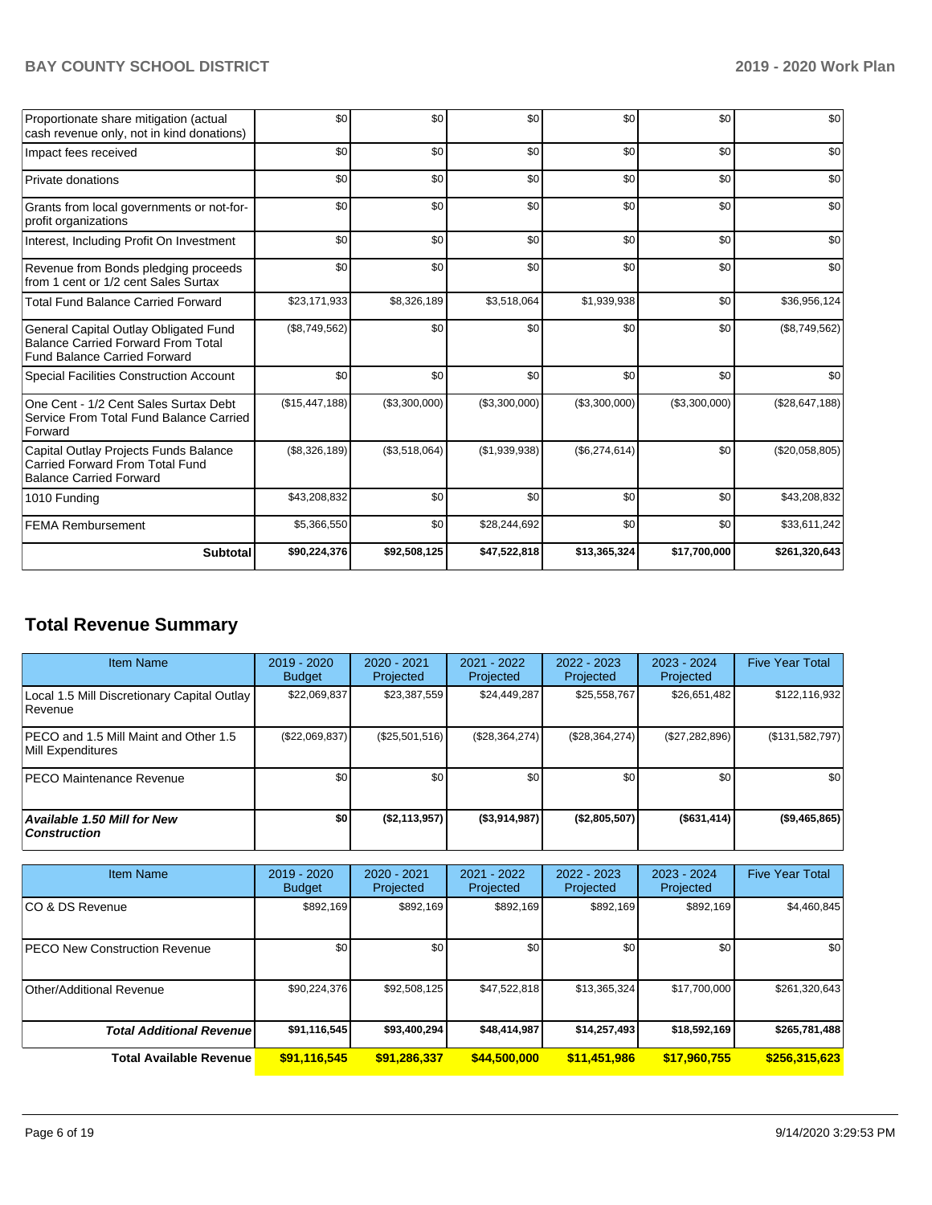| | | | | | | |
|---|---|---|---|---|---|---|
| Proportionate share mitigation (actual cash revenue only, not in kind donations) | $0 | $0 | $0 | $0 | $0 | $0 |
| Impact fees received | $0 | $0 | $0 | $0 | $0 | $0 |
| Private donations | $0 | $0 | $0 | $0 | $0 | $0 |
| Grants from local governments or not-for-profit organizations | $0 | $0 | $0 | $0 | $0 | $0 |
| Interest, Including Profit On Investment | $0 | $0 | $0 | $0 | $0 | $0 |
| Revenue from Bonds pledging proceeds from 1 cent or 1/2 cent Sales Surtax | $0 | $0 | $0 | $0 | $0 | $0 |
| Total Fund Balance Carried Forward | $23,171,933 | $8,326,189 | $3,518,064 | $1,939,938 | $0 | $36,956,124 |
| General Capital Outlay Obligated Fund Balance Carried Forward From Total Fund Balance Carried Forward | ($8,749,562) | $0 | $0 | $0 | $0 | ($8,749,562) |
| Special Facilities Construction Account | $0 | $0 | $0 | $0 | $0 | $0 |
| One Cent - 1/2 Cent Sales Surtax Debt Service From Total Fund Balance Carried Forward | ($15,447,188) | ($3,300,000) | ($3,300,000) | ($3,300,000) | ($3,300,000) | ($28,647,188) |
| Capital Outlay Projects Funds Balance Carried Forward From Total Fund Balance Carried Forward | ($8,326,189) | ($3,518,064) | ($1,939,938) | ($6,274,614) | $0 | ($20,058,805) |
| 1010 Funding | $43,208,832 | $0 | $0 | $0 | $0 | $43,208,832 |
| FEMA Rembursement | $5,366,550 | $0 | $28,244,692 | $0 | $0 | $33,611,242 |
| **Subtotal** | **$90,224,376** | **$92,508,125** | **$47,522,818** | **$13,365,324** | **$17,700,000** | **$261,320,643** |

## Total Revenue Summary

| Item Name | 2019 - 2020 Budget | 2020 - 2021 Projected | 2021 - 2022 Projected | 2022 - 2023 Projected | 2023 - 2024 Projected | Five Year Total |
|---|---|---|---|---|---|---|
| Local 1.5 Mill Discretionary Capital Outlay Revenue | $22,069,837 | $23,387,559 | $24,449,287 | $25,558,767 | $26,651,482 | $122,116,932 |
| PECO and 1.5 Mill Maint and Other 1.5 Mill Expenditures | ($22,069,837) | ($25,501,516) | ($28,364,274) | ($28,364,274) | ($27,282,896) | ($131,582,797) |
| PECO Maintenance Revenue | $0 | $0 | $0 | $0 | $0 | $0 |
| ***Available 1.50 Mill for New Construction*** | **$0** | **($2,113,957)** | **($3,914,987)** | **($2,805,507)** | **($631,414)** | **($9,465,865)** |

| Item Name | 2019 - 2020 Budget | 2020 - 2021 Projected | 2021 - 2022 Projected | 2022 - 2023 Projected | 2023 - 2024 Projected | Five Year Total |
|---|---|---|---|---|---|---|
| CO & DS Revenue | $892,169 | $892,169 | $892,169 | $892,169 | $892,169 | $4,460,845 |
| PECO New Construction Revenue | $0 | $0 | $0 | $0 | $0 | $0 |
| Other/Additional Revenue | $90,224,376 | $92,508,125 | $47,522,818 | $13,365,324 | $17,700,000 | $261,320,643 |
| ***Total Additional Revenue*** | **$91,116,545** | **$93,400,294** | **$48,414,987** | **$14,257,493** | **$18,592,169** | **$265,781,488** |
| **Total Available Revenue** | **$91,116,545** | **$91,286,337** | **$44,500,000** | **$11,451,986** | **$17,960,755** | **$256,315,623** |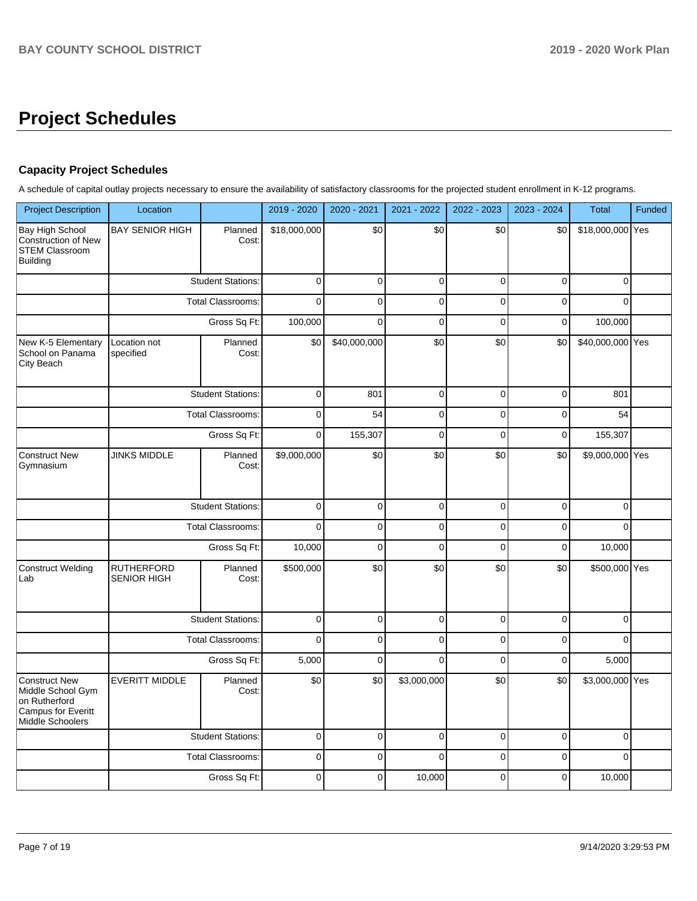# Project Schedules

### Capacity Project Schedules

A schedule of capital outlay projects necessary to ensure the availability of satisfactory classrooms for the projected student enrollment in K-12 programs.

| Project Description | Location | | 2019 - 2020 | 2020 - 2021 | 2021 - 2022 | 2022 - 2023 | 2023 - 2024 | Total | Funded |
|---|---|---|---|---|---|---|---|---|---|
| Bay High School Construction of New STEM Classroom Building | BAY SENIOR HIGH | Planned Cost: | $18,000,000 | $0 | $0 | $0 | $0 | $18,000,000 | Yes |
| | | Student Stations: | 0 | 0 | 0 | 0 | 0 | 0 | |
| | | Total Classrooms: | 0 | 0 | 0 | 0 | 0 | 0 | |
| | | Gross Sq Ft: | 100,000 | 0 | 0 | 0 | 0 | 100,000 | |
| New K-5 Elementary School on Panama City Beach | Location not specified | Planned Cost: | $0 | $40,000,000 | $0 | $0 | $0 | $40,000,000 | Yes |
| | | Student Stations: | 0 | 801 | 0 | 0 | 0 | 801 | |
| | | Total Classrooms: | 0 | 54 | 0 | 0 | 0 | 54 | |
| | | Gross Sq Ft: | 0 | 155,307 | 0 | 0 | 0 | 155,307 | |
| Construct New Gymnasium | JINKS MIDDLE | Planned Cost: | $9,000,000 | $0 | $0 | $0 | $0 | $9,000,000 | Yes |
| | | Student Stations: | 0 | 0 | 0 | 0 | 0 | 0 | |
| | | Total Classrooms: | 0 | 0 | 0 | 0 | 0 | 0 | |
| | | Gross Sq Ft: | 10,000 | 0 | 0 | 0 | 0 | 10,000 | |
| Construct Welding Lab | RUTHERFORD SENIOR HIGH | Planned Cost: | $500,000 | $0 | $0 | $0 | $0 | $500,000 | Yes |
| | | Student Stations: | 0 | 0 | 0 | 0 | 0 | 0 | |
| | | Total Classrooms: | 0 | 0 | 0 | 0 | 0 | 0 | |
| | | Gross Sq Ft: | 5,000 | 0 | 0 | 0 | 0 | 5,000 | |
| Construct New Middle School Gym on Rutherford Campus for Everitt Middle Schoolers | EVERITT MIDDLE | Planned Cost: | $0 | $0 | $3,000,000 | $0 | $0 | $3,000,000 | Yes |
| | | Student Stations: | 0 | 0 | 0 | 0 | 0 | 0 | |
| | | Total Classrooms: | 0 | 0 | 0 | 0 | 0 | 0 | |
| | | Gross Sq Ft: | 0 | 0 | 10,000 | 0 | 0 | 10,000 | |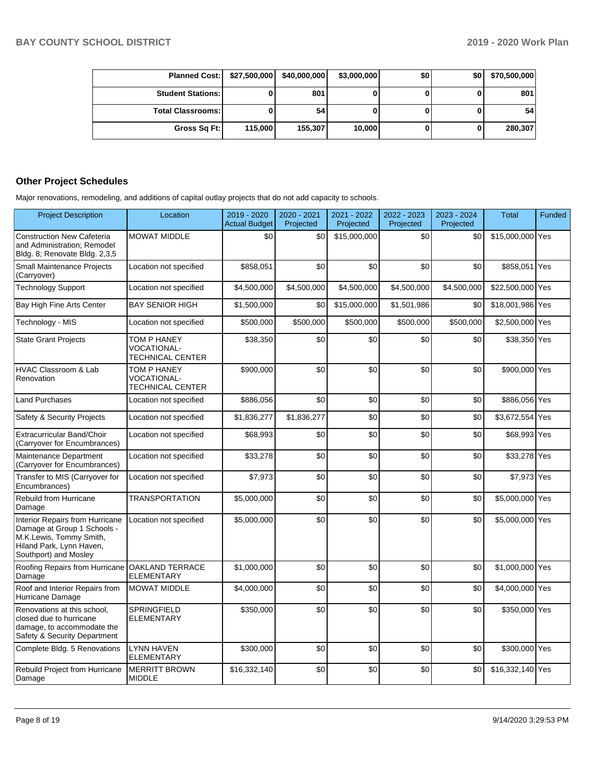| | | | | | | |
|---|---|---|---|---|---|---|
| **Planned Cost:** | **$27,500,000** | **$40,000,000** | **$3,000,000** | **$0** | **$0** | **$70,500,000** |
| **Student Stations:** | **0** | **801** | **0** | **0** | **0** | **801** |
| **Total Classrooms:** | **0** | **54** | **0** | **0** | **0** | **54** |
| **Gross Sq Ft:** | **115,000** | **155,307** | **10,000** | **0** | **0** | **280,307** |

## Other Project Schedules

Major renovations, remodeling, and additions of capital outlay projects that do not add capacity to schools.

| Project Description | Location | 2019 - 2020 Actual Budget | 2020 - 2021 Projected | 2021 - 2022 Projected | 2022 - 2023 Projected | 2023 - 2024 Projected | Total | Funded |
|---|---|---|---|---|---|---|---|---|
| Construction New Cafeteria and Administration; Remodel Bldg. 8; Renovate Bldg. 2,3,5 | MOWAT MIDDLE | $0 | $0 | $15,000,000 | $0 | $0 | $15,000,000 | Yes |
| Small Maintenance Projects (Carryover) | Location not specified | $858,051 | $0 | $0 | $0 | $0 | $858,051 | Yes |
| Technology Support | Location not specified | $4,500,000 | $4,500,000 | $4,500,000 | $4,500,000 | $4,500,000 | $22,500,000 | Yes |
| Bay High Fine Arts Center | BAY SENIOR HIGH | $1,500,000 | $0 | $15,000,000 | $1,501,986 | $0 | $18,001,986 | Yes |
| Technology - MIS | Location not specified | $500,000 | $500,000 | $500,000 | $500,000 | $500,000 | $2,500,000 | Yes |
| State Grant Projects | TOM P HANEY VOCATIONAL-TECHNICAL CENTER | $38,350 | $0 | $0 | $0 | $0 | $38,350 | Yes |
| HVAC Classroom & Lab Renovation | TOM P HANEY VOCATIONAL-TECHNICAL CENTER | $900,000 | $0 | $0 | $0 | $0 | $900,000 | Yes |
| Land Purchases | Location not specified | $886,056 | $0 | $0 | $0 | $0 | $886,056 | Yes |
| Safety & Security Projects | Location not specified | $1,836,277 | $1,836,277 | $0 | $0 | $0 | $3,672,554 | Yes |
| Extracurricular Band/Choir (Carryover for Encumbrances) | Location not specified | $68,993 | $0 | $0 | $0 | $0 | $68,993 | Yes |
| Maintenance Department (Carryover for Encumbrances) | Location not specified | $33,278 | $0 | $0 | $0 | $0 | $33,278 | Yes |
| Transfer to MIS (Carryover for Encumbrances) | Location not specified | $7,973 | $0 | $0 | $0 | $0 | $7,973 | Yes |
| Rebuild from Hurricane Damage | TRANSPORTATION | $5,000,000 | $0 | $0 | $0 | $0 | $5,000,000 | Yes |
| Interior Repairs from Hurricane Damage at Group 1 Schools - M.K.Lewis, Tommy Smith, Hiland Park, Lynn Haven, Southport) and Mosley | Location not specified | $5,000,000 | $0 | $0 | $0 | $0 | $5,000,000 | Yes |
| Roofing Repairs from Hurricane Damage | OAKLAND TERRACE ELEMENTARY | $1,000,000 | $0 | $0 | $0 | $0 | $1,000,000 | Yes |
| Roof and Interior Repairs from Hurricane Damage | MOWAT MIDDLE | $4,000,000 | $0 | $0 | $0 | $0 | $4,000,000 | Yes |
| Renovations at this school, closed due to hurricane damage, to accommodate the Safety & Security Department | SPRINGFIELD ELEMENTARY | $350,000 | $0 | $0 | $0 | $0 | $350,000 | Yes |
| Complete Bldg. 5 Renovations | LYNN HAVEN ELEMENTARY | $300,000 | $0 | $0 | $0 | $0 | $300,000 | Yes |
| Rebuild Project from Hurricane Damage | MERRITT BROWN MIDDLE | $16,332,140 | $0 | $0 | $0 | $0 | $16,332,140 | Yes |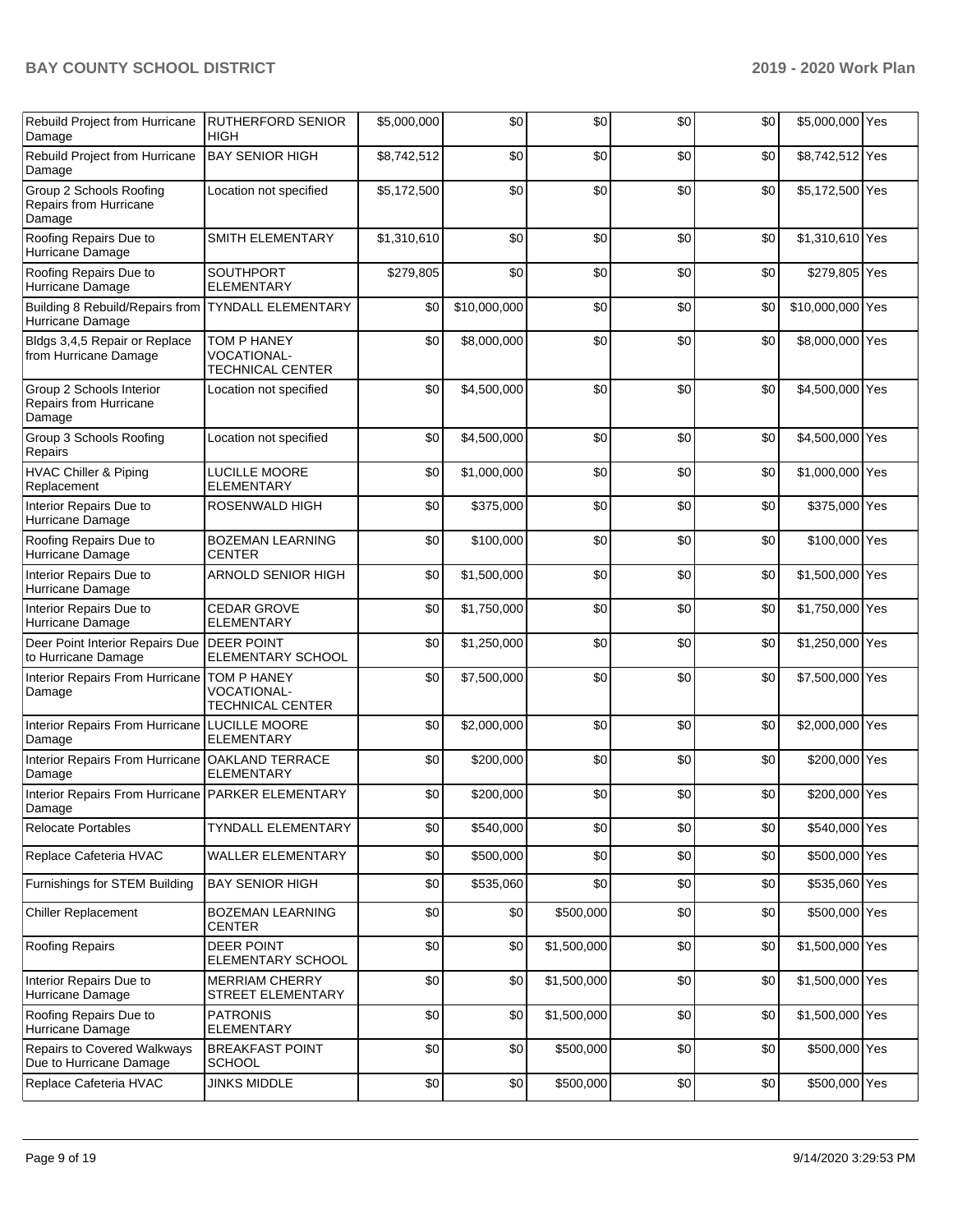| | | | | | | | | |
|---|---|---|---|---|---|---|---|---|
| Rebuild Project from Hurricane Damage | RUTHERFORD SENIOR HIGH | $5,000,000 | $0 | $0 | $0 | $0 | $5,000,000 | Yes |
| Rebuild Project from Hurricane Damage | BAY SENIOR HIGH | $8,742,512 | $0 | $0 | $0 | $0 | $8,742,512 | Yes |
| Group 2 Schools Roofing Repairs from Hurricane Damage | Location not specified | $5,172,500 | $0 | $0 | $0 | $0 | $5,172,500 | Yes |
| Roofing Repairs Due to Hurricane Damage | SMITH ELEMENTARY | $1,310,610 | $0 | $0 | $0 | $0 | $1,310,610 | Yes |
| Roofing Repairs Due to Hurricane Damage | SOUTHPORT ELEMENTARY | $279,805 | $0 | $0 | $0 | $0 | $279,805 | Yes |
| Building 8 Rebuild/Repairs from Hurricane Damage | TYNDALL ELEMENTARY | $0 | $10,000,000 | $0 | $0 | $0 | $10,000,000 | Yes |
| Bldgs 3,4,5 Repair or Replace from Hurricane Damage | TOM P HANEY VOCATIONAL-TECHNICAL CENTER | $0 | $8,000,000 | $0 | $0 | $0 | $8,000,000 | Yes |
| Group 2 Schools Interior Repairs from Hurricane Damage | Location not specified | $0 | $4,500,000 | $0 | $0 | $0 | $4,500,000 | Yes |
| Group 3 Schools Roofing Repairs | Location not specified | $0 | $4,500,000 | $0 | $0 | $0 | $4,500,000 | Yes |
| HVAC Chiller & Piping Replacement | LUCILLE MOORE ELEMENTARY | $0 | $1,000,000 | $0 | $0 | $0 | $1,000,000 | Yes |
| Interior Repairs Due to Hurricane Damage | ROSENWALD HIGH | $0 | $375,000 | $0 | $0 | $0 | $375,000 | Yes |
| Roofing Repairs Due to Hurricane Damage | BOZEMAN LEARNING CENTER | $0 | $100,000 | $0 | $0 | $0 | $100,000 | Yes |
| Interior Repairs Due to Hurricane Damage | ARNOLD SENIOR HIGH | $0 | $1,500,000 | $0 | $0 | $0 | $1,500,000 | Yes |
| Interior Repairs Due to Hurricane Damage | CEDAR GROVE ELEMENTARY | $0 | $1,750,000 | $0 | $0 | $0 | $1,750,000 | Yes |
| Deer Point Interior Repairs Due to Hurricane Damage | DEER POINT ELEMENTARY SCHOOL | $0 | $1,250,000 | $0 | $0 | $0 | $1,250,000 | Yes |
| Interior Repairs From Hurricane Damage | TOM P HANEY VOCATIONAL-TECHNICAL CENTER | $0 | $7,500,000 | $0 | $0 | $0 | $7,500,000 | Yes |
| Interior Repairs From Hurricane Damage | LUCILLE MOORE ELEMENTARY | $0 | $2,000,000 | $0 | $0 | $0 | $2,000,000 | Yes |
| Interior Repairs From Hurricane Damage | OAKLAND TERRACE ELEMENTARY | $0 | $200,000 | $0 | $0 | $0 | $200,000 | Yes |
| Interior Repairs From Hurricane Damage | PARKER ELEMENTARY | $0 | $200,000 | $0 | $0 | $0 | $200,000 | Yes |
| Relocate Portables | TYNDALL ELEMENTARY | $0 | $540,000 | $0 | $0 | $0 | $540,000 | Yes |
| Replace Cafeteria HVAC | WALLER ELEMENTARY | $0 | $500,000 | $0 | $0 | $0 | $500,000 | Yes |
| Furnishings for STEM Building | BAY SENIOR HIGH | $0 | $535,060 | $0 | $0 | $0 | $535,060 | Yes |
| Chiller Replacement | BOZEMAN LEARNING CENTER | $0 | $0 | $500,000 | $0 | $0 | $500,000 | Yes |
| Roofing Repairs | DEER POINT ELEMENTARY SCHOOL | $0 | $0 | $1,500,000 | $0 | $0 | $1,500,000 | Yes |
| Interior Repairs Due to Hurricane Damage | MERRIAM CHERRY STREET ELEMENTARY | $0 | $0 | $1,500,000 | $0 | $0 | $1,500,000 | Yes |
| Roofing Repairs Due to Hurricane Damage | PATRONIS ELEMENTARY | $0 | $0 | $1,500,000 | $0 | $0 | $1,500,000 | Yes |
| Repairs to Covered Walkways Due to Hurricane Damage | BREAKFAST POINT SCHOOL | $0 | $0 | $500,000 | $0 | $0 | $500,000 | Yes |
| Replace Cafeteria HVAC | JINKS MIDDLE | $0 | $0 | $500,000 | $0 | $0 | $500,000 | Yes |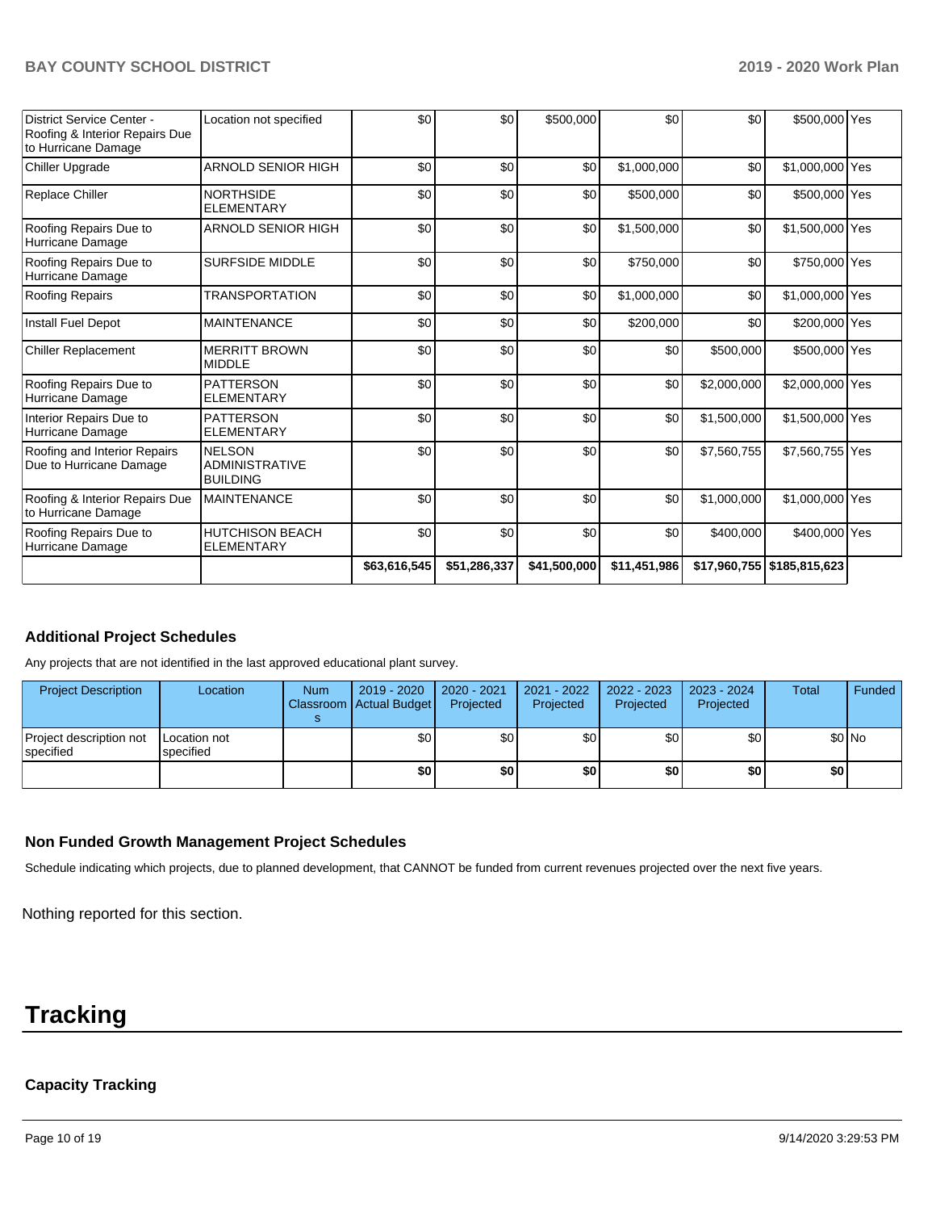| | | | | | | | | |
|---|---|---|---|---|---|---|---|---|
| District Service Center - Roofing & Interior Repairs Due to Hurricane Damage | Location not specified | $0 | $0 | $500,000 | $0 | $0 | $500,000 | Yes |
| Chiller Upgrade | ARNOLD SENIOR HIGH | $0 | $0 | $0 | $1,000,000 | $0 | $1,000,000 | Yes |
| Replace Chiller | NORTHSIDE ELEMENTARY | $0 | $0 | $0 | $500,000 | $0 | $500,000 | Yes |
| Roofing Repairs Due to Hurricane Damage | ARNOLD SENIOR HIGH | $0 | $0 | $0 | $1,500,000 | $0 | $1,500,000 | Yes |
| Roofing Repairs Due to Hurricane Damage | SURFSIDE MIDDLE | $0 | $0 | $0 | $750,000 | $0 | $750,000 | Yes |
| Roofing Repairs | TRANSPORTATION | $0 | $0 | $0 | $1,000,000 | $0 | $1,000,000 | Yes |
| Install Fuel Depot | MAINTENANCE | $0 | $0 | $0 | $200,000 | $0 | $200,000 | Yes |
| Chiller Replacement | MERRITT BROWN MIDDLE | $0 | $0 | $0 | $0 | $500,000 | $500,000 | Yes |
| Roofing Repairs Due to Hurricane Damage | PATTERSON ELEMENTARY | $0 | $0 | $0 | $0 | $2,000,000 | $2,000,000 | Yes |
| Interior Repairs Due to Hurricane Damage | PATTERSON ELEMENTARY | $0 | $0 | $0 | $0 | $1,500,000 | $1,500,000 | Yes |
| Roofing and Interior Repairs Due to Hurricane Damage | NELSON ADMINISTRATIVE BUILDING | $0 | $0 | $0 | $0 | $7,560,755 | $7,560,755 | Yes |
| Roofing & Interior Repairs Due to Hurricane Damage | MAINTENANCE | $0 | $0 | $0 | $0 | $1,000,000 | $1,000,000 | Yes |
| Roofing Repairs Due to Hurricane Damage | HUTCHISON BEACH ELEMENTARY | $0 | $0 | $0 | $0 | $400,000 | $400,000 | Yes |
| | | $63,616,545 | $51,286,337 | $41,500,000 | $11,451,986 | $17,960,755 | $185,815,623 | |

### Additional Project Schedules

Any projects that are not identified in the last approved educational plant survey.

| Project Description | Location | Num Classrooms | 2019 - 2020 Actual Budget | 2020 - 2021 Projected | 2021 - 2022 Projected | 2022 - 2023 Projected | 2023 - 2024 Projected | Total | Funded |
|---|---|---|---|---|---|---|---|---|---|
| Project description not specified | Location not specified | | $0 | $0 | $0 | $0 | $0 | $0 | No |
| | | | $0 | $0 | $0 | $0 | $0 | $0 | |

### Non Funded Growth Management Project Schedules

Schedule indicating which projects, due to planned development, that CANNOT be funded from current revenues projected over the next five years.

Nothing reported for this section.

# Tracking

### Capacity Tracking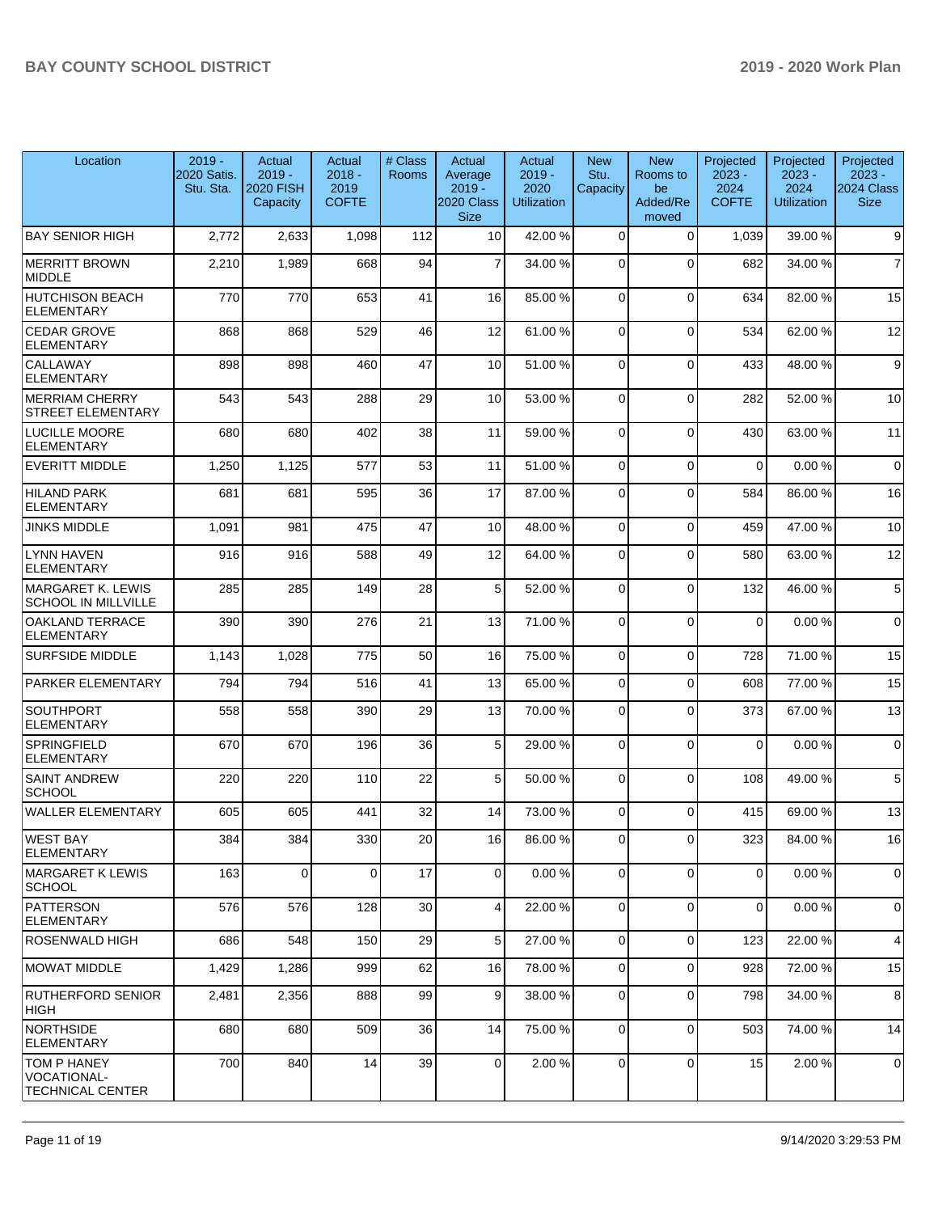| Location | 2019 - 2020 Satis. Stu. Sta. | Actual 2019 - 2020 FISH Capacity | Actual 2018 - 2019 COFTE | # Class Rooms | Actual Average 2019 - 2020 Class Size | Actual 2019 - 2020 Utilization | New Stu. Capacity | New Rooms to be Added/Re moved | Projected 2023 - 2024 COFTE | Projected 2023 - 2024 Utilization | Projected 2023 - 2024 Class Size |
|---|---|---|---|---|---|---|---|---|---|---|---|
| BAY SENIOR HIGH | 2,772 | 2,633 | 1,098 | 112 | 10 | 42.00 % | 0 | 0 | 1,039 | 39.00 % | 9 |
| MERRITT BROWN MIDDLE | 2,210 | 1,989 | 668 | 94 | 7 | 34.00 % | 0 | 0 | 682 | 34.00 % | 7 |
| HUTCHISON BEACH ELEMENTARY | 770 | 770 | 653 | 41 | 16 | 85.00 % | 0 | 0 | 634 | 82.00 % | 15 |
| CEDAR GROVE ELEMENTARY | 868 | 868 | 529 | 46 | 12 | 61.00 % | 0 | 0 | 534 | 62.00 % | 12 |
| CALLAWAY ELEMENTARY | 898 | 898 | 460 | 47 | 10 | 51.00 % | 0 | 0 | 433 | 48.00 % | 9 |
| MERRIAM CHERRY STREET ELEMENTARY | 543 | 543 | 288 | 29 | 10 | 53.00 % | 0 | 0 | 282 | 52.00 % | 10 |
| LUCILLE MOORE ELEMENTARY | 680 | 680 | 402 | 38 | 11 | 59.00 % | 0 | 0 | 430 | 63.00 % | 11 |
| EVERITT MIDDLE | 1,250 | 1,125 | 577 | 53 | 11 | 51.00 % | 0 | 0 | 0 | 0.00 % | 0 |
| HILAND PARK ELEMENTARY | 681 | 681 | 595 | 36 | 17 | 87.00 % | 0 | 0 | 584 | 86.00 % | 16 |
| JINKS MIDDLE | 1,091 | 981 | 475 | 47 | 10 | 48.00 % | 0 | 0 | 459 | 47.00 % | 10 |
| LYNN HAVEN ELEMENTARY | 916 | 916 | 588 | 49 | 12 | 64.00 % | 0 | 0 | 580 | 63.00 % | 12 |
| MARGARET K. LEWIS SCHOOL IN MILLVILLE | 285 | 285 | 149 | 28 | 5 | 52.00 % | 0 | 0 | 132 | 46.00 % | 5 |
| OAKLAND TERRACE ELEMENTARY | 390 | 390 | 276 | 21 | 13 | 71.00 % | 0 | 0 | 0 | 0.00 % | 0 |
| SURFSIDE MIDDLE | 1,143 | 1,028 | 775 | 50 | 16 | 75.00 % | 0 | 0 | 728 | 71.00 % | 15 |
| PARKER ELEMENTARY | 794 | 794 | 516 | 41 | 13 | 65.00 % | 0 | 0 | 608 | 77.00 % | 15 |
| SOUTHPORT ELEMENTARY | 558 | 558 | 390 | 29 | 13 | 70.00 % | 0 | 0 | 373 | 67.00 % | 13 |
| SPRINGFIELD ELEMENTARY | 670 | 670 | 196 | 36 | 5 | 29.00 % | 0 | 0 | 0 | 0.00 % | 0 |
| SAINT ANDREW SCHOOL | 220 | 220 | 110 | 22 | 5 | 50.00 % | 0 | 0 | 108 | 49.00 % | 5 |
| WALLER ELEMENTARY | 605 | 605 | 441 | 32 | 14 | 73.00 % | 0 | 0 | 415 | 69.00 % | 13 |
| WEST BAY ELEMENTARY | 384 | 384 | 330 | 20 | 16 | 86.00 % | 0 | 0 | 323 | 84.00 % | 16 |
| MARGARET K LEWIS SCHOOL | 163 | 0 | 0 | 17 | 0 | 0.00 % | 0 | 0 | 0 | 0.00 % | 0 |
| PATTERSON ELEMENTARY | 576 | 576 | 128 | 30 | 4 | 22.00 % | 0 | 0 | 0 | 0.00 % | 0 |
| ROSENWALD HIGH | 686 | 548 | 150 | 29 | 5 | 27.00 % | 0 | 0 | 123 | 22.00 % | 4 |
| MOWAT MIDDLE | 1,429 | 1,286 | 999 | 62 | 16 | 78.00 % | 0 | 0 | 928 | 72.00 % | 15 |
| RUTHERFORD SENIOR HIGH | 2,481 | 2,356 | 888 | 99 | 9 | 38.00 % | 0 | 0 | 798 | 34.00 % | 8 |
| NORTHSIDE ELEMENTARY | 680 | 680 | 509 | 36 | 14 | 75.00 % | 0 | 0 | 503 | 74.00 % | 14 |
| TOM P HANEY VOCATIONAL-TECHNICAL CENTER | 700 | 840 | 14 | 39 | 0 | 2.00 % | 0 | 0 | 15 | 2.00 % | 0 |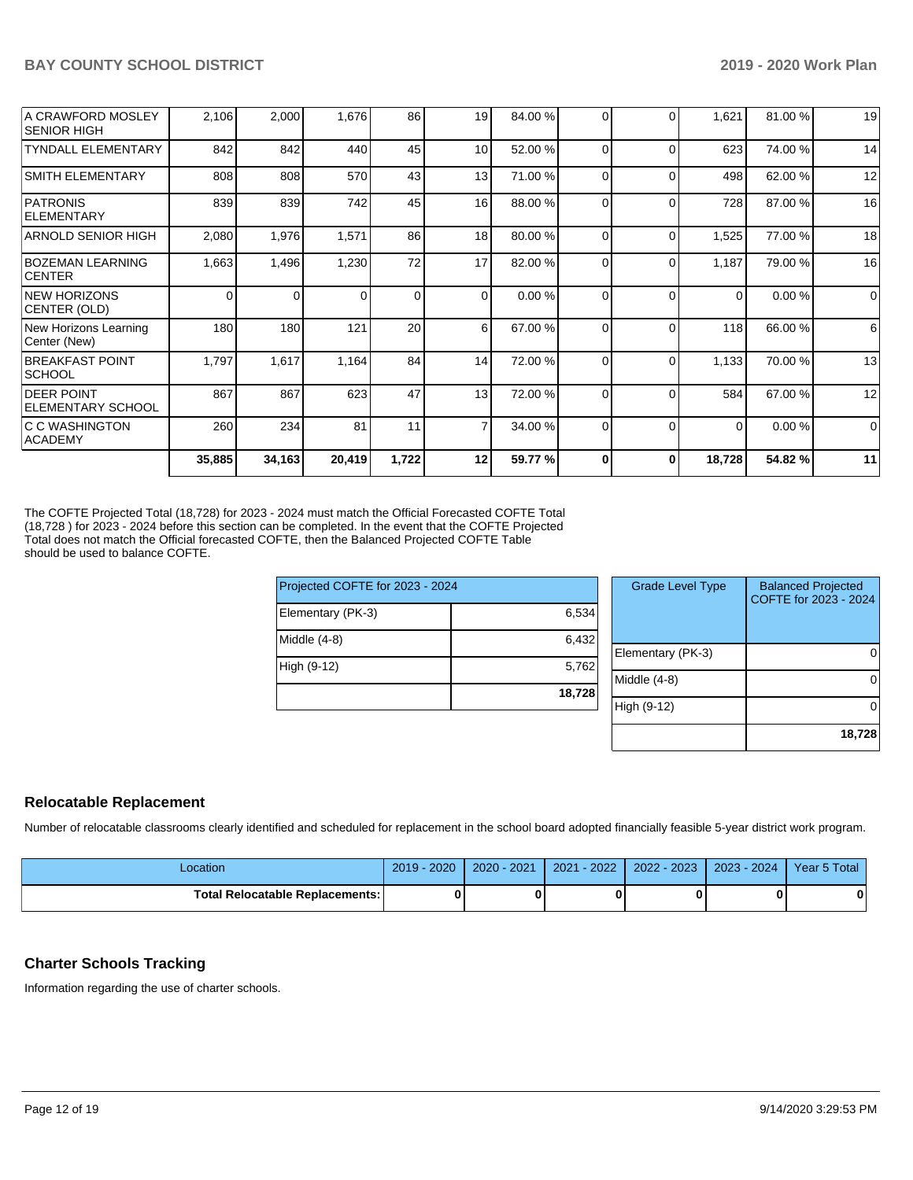| | | | | | | | | | | |
|---|---|---|---|---|---|---|---|---|---|---|
| A CRAWFORD MOSLEY SENIOR HIGH | 2,106 | 2,000 | 1,676 | 86 | 19 | 84.00 % | 0 | 0 | 1,621 | 81.00 % | 19 |
| TYNDALL ELEMENTARY | 842 | 842 | 440 | 45 | 10 | 52.00 % | 0 | 0 | 623 | 74.00 % | 14 |
| SMITH ELEMENTARY | 808 | 808 | 570 | 43 | 13 | 71.00 % | 0 | 0 | 498 | 62.00 % | 12 |
| PATRONIS ELEMENTARY | 839 | 839 | 742 | 45 | 16 | 88.00 % | 0 | 0 | 728 | 87.00 % | 16 |
| ARNOLD SENIOR HIGH | 2,080 | 1,976 | 1,571 | 86 | 18 | 80.00 % | 0 | 0 | 1,525 | 77.00 % | 18 |
| BOZEMAN LEARNING CENTER | 1,663 | 1,496 | 1,230 | 72 | 17 | 82.00 % | 0 | 0 | 1,187 | 79.00 % | 16 |
| NEW HORIZONS CENTER (OLD) | 0 | 0 | 0 | 0 | 0 | 0.00 % | 0 | 0 | 0 | 0.00 % | 0 |
| New Horizons Learning Center (New) | 180 | 180 | 121 | 20 | 6 | 67.00 % | 0 | 0 | 118 | 66.00 % | 6 |
| BREAKFAST POINT SCHOOL | 1,797 | 1,617 | 1,164 | 84 | 14 | 72.00 % | 0 | 0 | 1,133 | 70.00 % | 13 |
| DEER POINT ELEMENTARY SCHOOL | 867 | 867 | 623 | 47 | 13 | 72.00 % | 0 | 0 | 584 | 67.00 % | 12 |
| C C WASHINGTON ACADEMY | 260 | 234 | 81 | 11 | 7 | 34.00 % | 0 | 0 | 0 | 0.00 % | 0 |
| | **35,885** | **34,163** | **20,419** | **1,722** | **12** | **59.77 %** | **0** | **0** | **18,728** | **54.82 %** | **11** |

The COFTE Projected Total (18,728) for 2023 - 2024 must match the Official Forecasted COFTE Total (18,728 ) for 2023 - 2024 before this section can be completed. In the event that the COFTE Projected Total does not match the Official forecasted COFTE, then the Balanced Projected COFTE Table should be used to balance COFTE.

| Projected COFTE for 2023 - 2024 | |
|---|---|
| Elementary (PK-3) | 6,534 |
| Middle (4-8) | 6,432 |
| High (9-12) | 5,762 |
| | **18,728** |

| Grade Level Type | Balanced Projected COFTE for 2023 - 2024 |
|---|---|
| Elementary (PK-3) | 0 |
| Middle (4-8) | 0 |
| High (9-12) | 0 |
| | **18,728** |

## Relocatable Replacement

Number of relocatable classrooms clearly identified and scheduled for replacement in the school board adopted financially feasible 5-year district work program.

| Location | 2019 - 2020 | 2020 - 2021 | 2021 - 2022 | 2022 - 2023 | 2023 - 2024 | Year 5 Total |
|---|---|---|---|---|---|---|
| **Total Relocatable Replacements:** | **0** | **0** | **0** | **0** | **0** | **0** |

## Charter Schools Tracking

Information regarding the use of charter schools.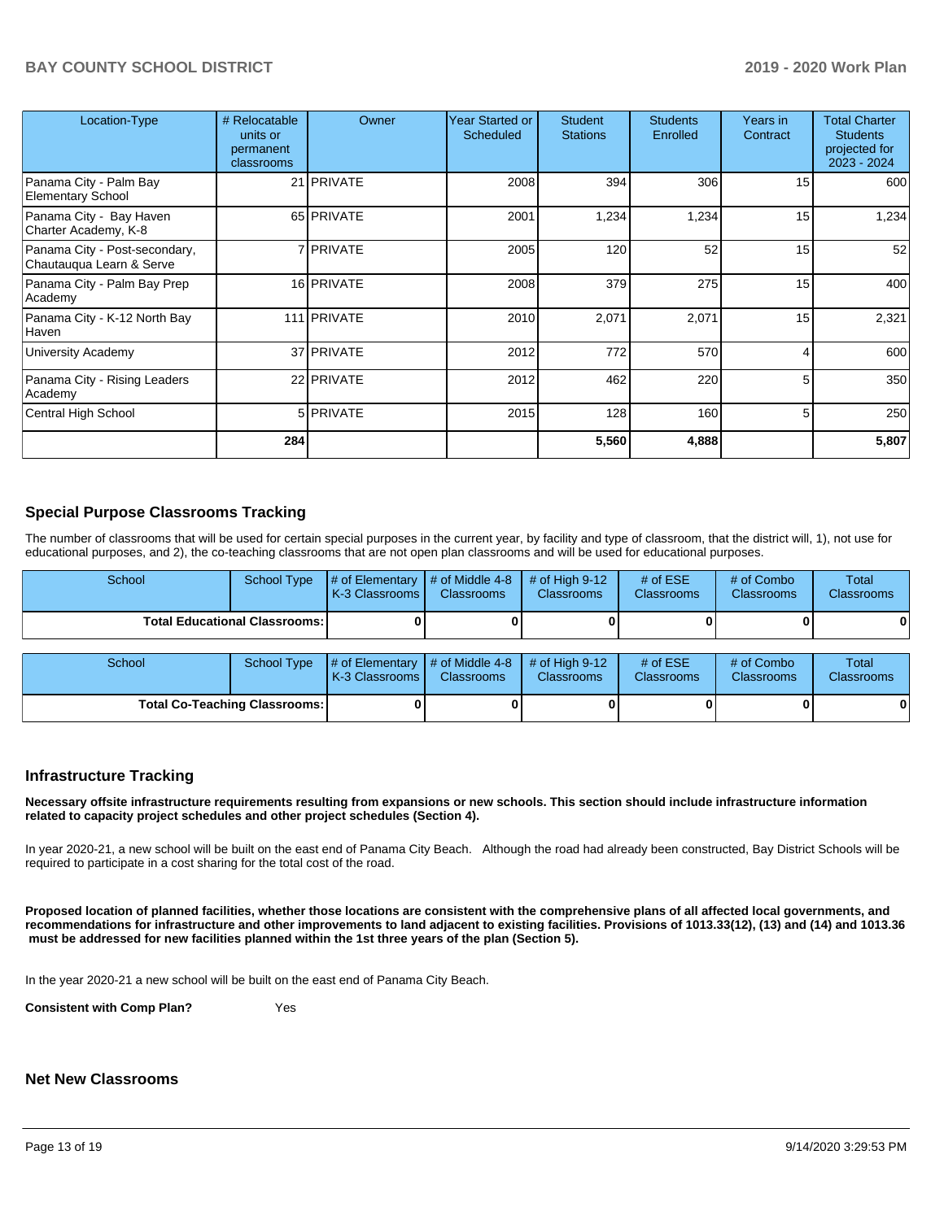| Location-Type | # Relocatable units or permanent classrooms | Owner | Year Started or Scheduled | Student Stations | Students Enrolled | Years in Contract | Total Charter Students projected for 2023 - 2024 |
|---|---|---|---|---|---|---|---|
| Panama City - Palm Bay Elementary School | 21 | PRIVATE | 2008 | 394 | 306 | 15 | 600 |
| Panama City - Bay Haven Charter Academy, K-8 | 65 | PRIVATE | 2001 | 1,234 | 1,234 | 15 | 1,234 |
| Panama City - Post-secondary, Chautauqua Learn & Serve | 7 | PRIVATE | 2005 | 120 | 52 | 15 | 52 |
| Panama City - Palm Bay Prep Academy | 16 | PRIVATE | 2008 | 379 | 275 | 15 | 400 |
| Panama City - K-12 North Bay Haven | 111 | PRIVATE | 2010 | 2,071 | 2,071 | 15 | 2,321 |
| University Academy | 37 | PRIVATE | 2012 | 772 | 570 | 4 | 600 |
| Panama City - Rising Leaders Academy | 22 | PRIVATE | 2012 | 462 | 220 | 5 | 350 |
| Central High School | 5 | PRIVATE | 2015 | 128 | 160 | 5 | 250 |
| | **284** | | | **5,560** | **4,888** | | **5,807** |

## Special Purpose Classrooms Tracking

The number of classrooms that will be used for certain special purposes in the current year, by facility and type of classroom, that the district will, 1), not use for educational purposes, and 2), the co-teaching classrooms that are not open plan classrooms and will be used for educational purposes.

| School | School Type | # of Elementary K-3 Classrooms | # of Middle 4-8 Classrooms | # of High 9-12 Classrooms | # of ESE Classrooms | # of Combo Classrooms | Total Classrooms |
|---|---|---|---|---|---|---|---|
| **Total Educational Classrooms:** | | **0** | **0** | **0** | **0** | **0** | **0** |

| School | School Type | # of Elementary K-3 Classrooms | # of Middle 4-8 Classrooms | # of High 9-12 Classrooms | # of ESE Classrooms | # of Combo Classrooms | Total Classrooms |
|---|---|---|---|---|---|---|---|
| **Total Co-Teaching Classrooms:** | | **0** | **0** | **0** | **0** | **0** | **0** |

## Infrastructure Tracking

**Necessary offsite infrastructure requirements resulting from expansions or new schools. This section should include infrastructure information related to capacity project schedules and other project schedules (Section 4).**

In year 2020-21, a new school will be built on the east end of Panama City Beach. Although the road had already been constructed, Bay District Schools will be required to participate in a cost sharing for the total cost of the road.

**Proposed location of planned facilities, whether those locations are consistent with the comprehensive plans of all affected local governments, and recommendations for infrastructure and other improvements to land adjacent to existing facilities. Provisions of 1013.33(12), (13) and (14) and 1013.36 must be addressed for new facilities planned within the 1st three years of the plan (Section 5).**

In the year 2020-21 a new school will be built on the east end of Panama City Beach.

**Consistent with Comp Plan?** Yes

## Net New Classrooms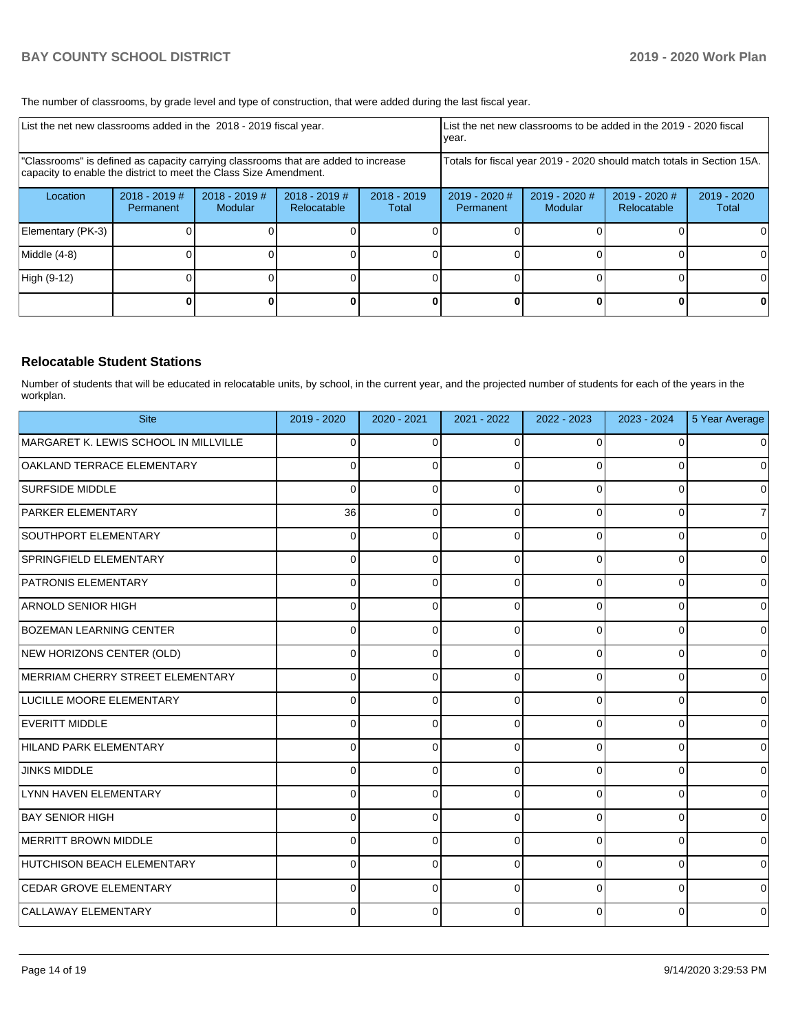The number of classrooms, by grade level and type of construction, that were added during the last fiscal year.

| List the net new classrooms added in the 2018 - 2019 fiscal year. | | | | | List the net new classrooms to be added in the 2019 - 2020 fiscal year. | | | |
|---|---|---|---|---|---|---|---|---|
| "Classrooms" is defined as capacity carrying classrooms that are added to increase capacity to enable the district to meet the Class Size Amendment. | | | | | Totals for fiscal year 2019 - 2020 should match totals in Section 15A. | | | |
| Location | 2018 - 2019 # Permanent | 2018 - 2019 # Modular | 2018 - 2019 # Relocatable | 2018 - 2019 Total | 2019 - 2020 # Permanent | 2019 - 2020 # Modular | 2019 - 2020 # Relocatable | 2019 - 2020 Total |
| Elementary (PK-3) | 0 | 0 | 0 | 0 | 0 | 0 | 0 | 0 |
| Middle (4-8) | 0 | 0 | 0 | 0 | 0 | 0 | 0 | 0 |
| High (9-12) | 0 | 0 | 0 | 0 | 0 | 0 | 0 | 0 |
| | **0** | **0** | **0** | **0** | **0** | **0** | **0** | **0** |

## Relocatable Student Stations

Number of students that will be educated in relocatable units, by school, in the current year, and the projected number of students for each of the years in the workplan.

| Site | 2019 - 2020 | 2020 - 2021 | 2021 - 2022 | 2022 - 2023 | 2023 - 2024 | 5 Year Average |
|---|---|---|---|---|---|---|
| MARGARET K. LEWIS SCHOOL IN MILLVILLE | 0 | 0 | 0 | 0 | 0 | 0 |
| OAKLAND TERRACE ELEMENTARY | 0 | 0 | 0 | 0 | 0 | 0 |
| SURFSIDE MIDDLE | 0 | 0 | 0 | 0 | 0 | 0 |
| PARKER ELEMENTARY | 36 | 0 | 0 | 0 | 0 | 7 |
| SOUTHPORT ELEMENTARY | 0 | 0 | 0 | 0 | 0 | 0 |
| SPRINGFIELD ELEMENTARY | 0 | 0 | 0 | 0 | 0 | 0 |
| PATRONIS ELEMENTARY | 0 | 0 | 0 | 0 | 0 | 0 |
| ARNOLD SENIOR HIGH | 0 | 0 | 0 | 0 | 0 | 0 |
| BOZEMAN LEARNING CENTER | 0 | 0 | 0 | 0 | 0 | 0 |
| NEW HORIZONS CENTER (OLD) | 0 | 0 | 0 | 0 | 0 | 0 |
| MERRIAM CHERRY STREET ELEMENTARY | 0 | 0 | 0 | 0 | 0 | 0 |
| LUCILLE MOORE ELEMENTARY | 0 | 0 | 0 | 0 | 0 | 0 |
| EVERITT MIDDLE | 0 | 0 | 0 | 0 | 0 | 0 |
| HILAND PARK ELEMENTARY | 0 | 0 | 0 | 0 | 0 | 0 |
| JINKS MIDDLE | 0 | 0 | 0 | 0 | 0 | 0 |
| LYNN HAVEN ELEMENTARY | 0 | 0 | 0 | 0 | 0 | 0 |
| BAY SENIOR HIGH | 0 | 0 | 0 | 0 | 0 | 0 |
| MERRITT BROWN MIDDLE | 0 | 0 | 0 | 0 | 0 | 0 |
| HUTCHISON BEACH ELEMENTARY | 0 | 0 | 0 | 0 | 0 | 0 |
| CEDAR GROVE ELEMENTARY | 0 | 0 | 0 | 0 | 0 | 0 |
| CALLAWAY ELEMENTARY | 0 | 0 | 0 | 0 | 0 | 0 |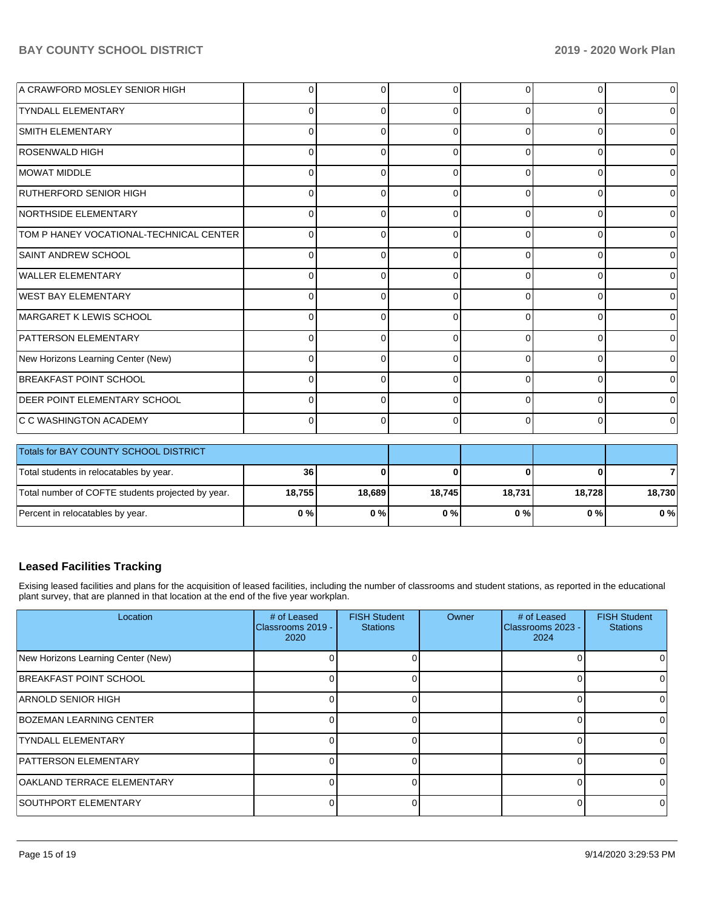| | | | | | | |
|---|---|---|---|---|---|---|
| A CRAWFORD MOSLEY SENIOR HIGH | 0 | 0 | 0 | 0 | 0 | 0 |
| TYNDALL ELEMENTARY | 0 | 0 | 0 | 0 | 0 | 0 |
| SMITH ELEMENTARY | 0 | 0 | 0 | 0 | 0 | 0 |
| ROSENWALD HIGH | 0 | 0 | 0 | 0 | 0 | 0 |
| MOWAT MIDDLE | 0 | 0 | 0 | 0 | 0 | 0 |
| RUTHERFORD SENIOR HIGH | 0 | 0 | 0 | 0 | 0 | 0 |
| NORTHSIDE ELEMENTARY | 0 | 0 | 0 | 0 | 0 | 0 |
| TOM P HANEY VOCATIONAL-TECHNICAL CENTER | 0 | 0 | 0 | 0 | 0 | 0 |
| SAINT ANDREW SCHOOL | 0 | 0 | 0 | 0 | 0 | 0 |
| WALLER ELEMENTARY | 0 | 0 | 0 | 0 | 0 | 0 |
| WEST BAY ELEMENTARY | 0 | 0 | 0 | 0 | 0 | 0 |
| MARGARET K LEWIS SCHOOL | 0 | 0 | 0 | 0 | 0 | 0 |
| PATTERSON ELEMENTARY | 0 | 0 | 0 | 0 | 0 | 0 |
| New Horizons Learning Center (New) | 0 | 0 | 0 | 0 | 0 | 0 |
| BREAKFAST POINT SCHOOL | 0 | 0 | 0 | 0 | 0 | 0 |
| DEER POINT ELEMENTARY SCHOOL | 0 | 0 | 0 | 0 | 0 | 0 |
| C C WASHINGTON ACADEMY | 0 | 0 | 0 | 0 | 0 | 0 |

| Totals for BAY COUNTY SCHOOL DISTRICT | | | | | | |
|---|---|---|---|---|---|---|
| Total students in relocatables by year. | **36** | **0** | **0** | **0** | **0** | **7** |
| Total number of COFTE students projected by year. | **18,755** | **18,689** | **18,745** | **18,731** | **18,728** | **18,730** |
| Percent in relocatables by year. | **0 %** | **0 %** | **0 %** | **0 %** | **0 %** | **0 %** |

## Leased Facilities Tracking

Exising leased facilities and plans for the acquisition of leased facilities, including the number of classrooms and student stations, as reported in the educational plant survey, that are planned in that location at the end of the five year workplan.

| Location | # of Leased Classrooms 2019 - 2020 | FISH Student Stations | Owner | # of Leased Classrooms 2023 - 2024 | FISH Student Stations |
|---|---|---|---|---|---|
| New Horizons Learning Center (New) | 0 | 0 | | 0 | 0 |
| BREAKFAST POINT SCHOOL | 0 | 0 | | 0 | 0 |
| ARNOLD SENIOR HIGH | 0 | 0 | | 0 | 0 |
| BOZEMAN LEARNING CENTER | 0 | 0 | | 0 | 0 |
| TYNDALL ELEMENTARY | 0 | 0 | | 0 | 0 |
| PATTERSON ELEMENTARY | 0 | 0 | | 0 | 0 |
| OAKLAND TERRACE ELEMENTARY | 0 | 0 | | 0 | 0 |
| SOUTHPORT ELEMENTARY | 0 | 0 | | 0 | 0 |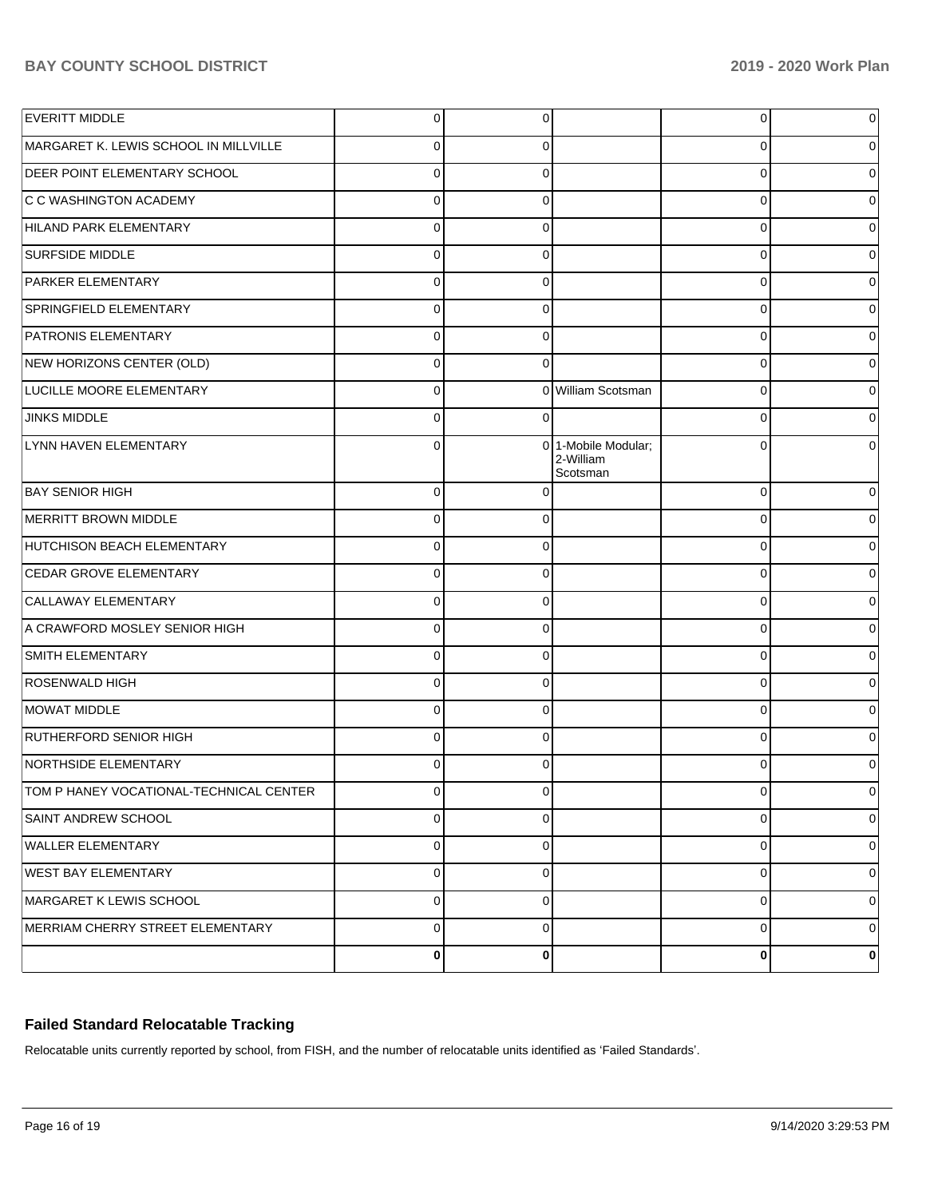| | | | | | |
|---|---|---|---|---|---|
| EVERITT MIDDLE | 0 | 0 | | 0 | 0 |
| MARGARET K. LEWIS SCHOOL IN MILLVILLE | 0 | 0 | | 0 | 0 |
| DEER POINT ELEMENTARY SCHOOL | 0 | 0 | | 0 | 0 |
| C C WASHINGTON ACADEMY | 0 | 0 | | 0 | 0 |
| HILAND PARK ELEMENTARY | 0 | 0 | | 0 | 0 |
| SURFSIDE MIDDLE | 0 | 0 | | 0 | 0 |
| PARKER ELEMENTARY | 0 | 0 | | 0 | 0 |
| SPRINGFIELD ELEMENTARY | 0 | 0 | | 0 | 0 |
| PATRONIS ELEMENTARY | 0 | 0 | | 0 | 0 |
| NEW HORIZONS CENTER (OLD) | 0 | 0 | | 0 | 0 |
| LUCILLE MOORE ELEMENTARY | 0 | 0 | William Scotsman | 0 | 0 |
| JINKS MIDDLE | 0 | 0 | | 0 | 0 |
| LYNN HAVEN ELEMENTARY | 0 | 0 | 1-Mobile Modular; 2-William Scotsman | 0 | 0 |
| BAY SENIOR HIGH | 0 | 0 | | 0 | 0 |
| MERRITT BROWN MIDDLE | 0 | 0 | | 0 | 0 |
| HUTCHISON BEACH ELEMENTARY | 0 | 0 | | 0 | 0 |
| CEDAR GROVE ELEMENTARY | 0 | 0 | | 0 | 0 |
| CALLAWAY ELEMENTARY | 0 | 0 | | 0 | 0 |
| A CRAWFORD MOSLEY SENIOR HIGH | 0 | 0 | | 0 | 0 |
| SMITH ELEMENTARY | 0 | 0 | | 0 | 0 |
| ROSENWALD HIGH | 0 | 0 | | 0 | 0 |
| MOWAT MIDDLE | 0 | 0 | | 0 | 0 |
| RUTHERFORD SENIOR HIGH | 0 | 0 | | 0 | 0 |
| NORTHSIDE ELEMENTARY | 0 | 0 | | 0 | 0 |
| TOM P HANEY VOCATIONAL-TECHNICAL CENTER | 0 | 0 | | 0 | 0 |
| SAINT ANDREW SCHOOL | 0 | 0 | | 0 | 0 |
| WALLER ELEMENTARY | 0 | 0 | | 0 | 0 |
| WEST BAY ELEMENTARY | 0 | 0 | | 0 | 0 |
| MARGARET K LEWIS SCHOOL | 0 | 0 | | 0 | 0 |
| MERRIAM CHERRY STREET ELEMENTARY | 0 | 0 | | 0 | 0 |
| | **0** | **0** | | **0** | **0** |

## Failed Standard Relocatable Tracking

Relocatable units currently reported by school, from FISH, and the number of relocatable units identified as 'Failed Standards'.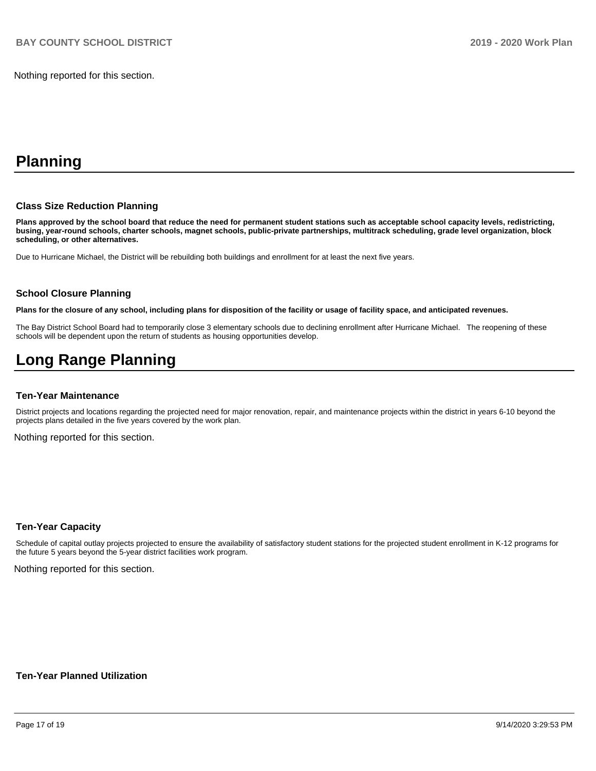Nothing reported for this section.

# Planning

### Class Size Reduction Planning

**Plans approved by the school board that reduce the need for permanent student stations such as acceptable school capacity levels, redistricting, busing, year-round schools, charter schools, magnet schools, public-private partnerships, multitrack scheduling, grade level organization, block scheduling, or other alternatives.**

Due to Hurricane Michael, the District will be rebuilding both buildings and enrollment for at least the next five years.

### School Closure Planning

**Plans for the closure of any school, including plans for disposition of the facility or usage of facility space, and anticipated revenues.**

The Bay District School Board had to temporarily close 3 elementary schools due to declining enrollment after Hurricane Michael. The reopening of these schools will be dependent upon the return of students as housing opportunities develop.

# Long Range Planning

### Ten-Year Maintenance

District projects and locations regarding the projected need for major renovation, repair, and maintenance projects within the district in years 6-10 beyond the projects plans detailed in the five years covered by the work plan.

Nothing reported for this section.

### Ten-Year Capacity

Schedule of capital outlay projects projected to ensure the availability of satisfactory student stations for the projected student enrollment in K-12 programs for the future 5 years beyond the 5-year district facilities work program.

Nothing reported for this section.

### Ten-Year Planned Utilization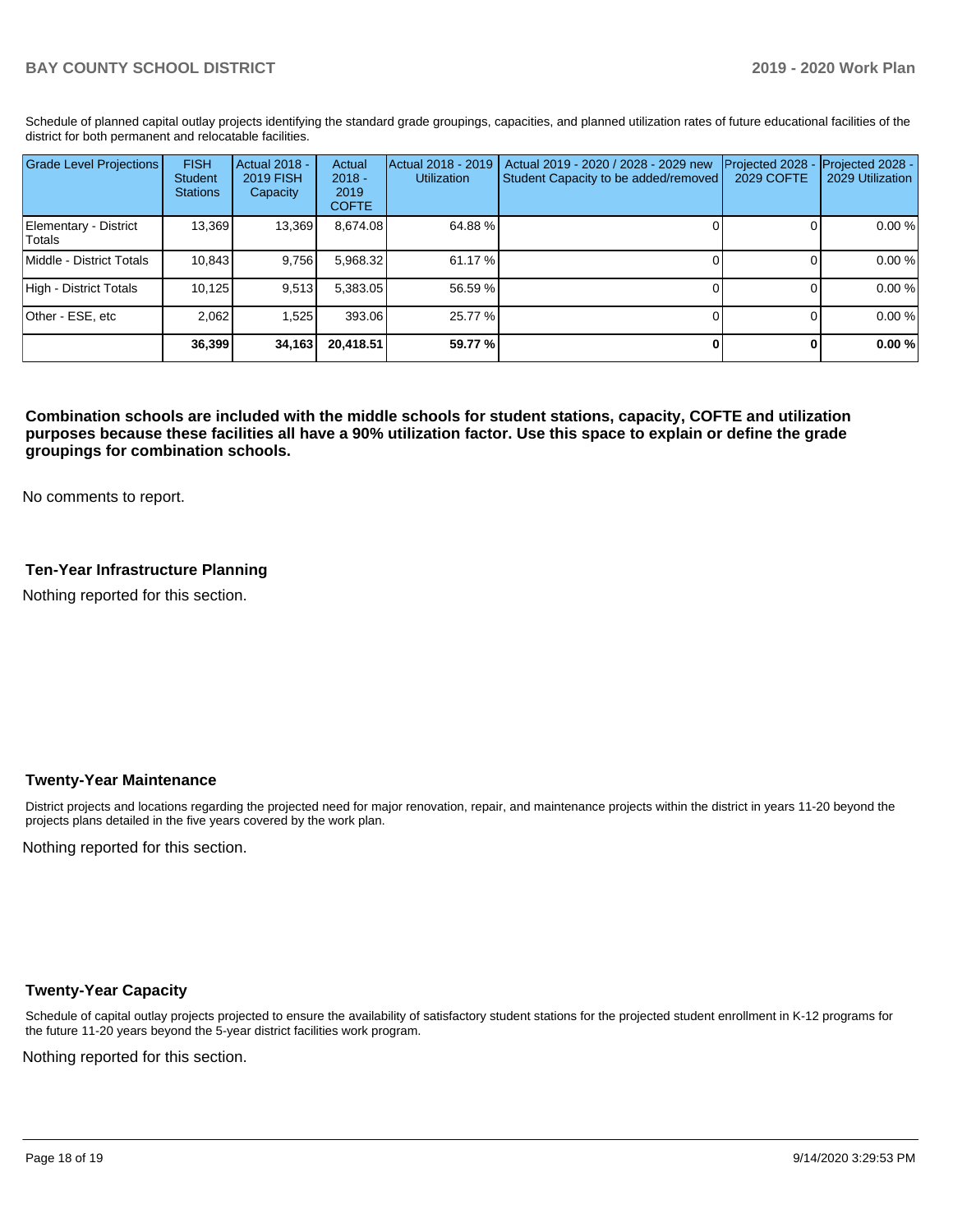Schedule of planned capital outlay projects identifying the standard grade groupings, capacities, and planned utilization rates of future educational facilities of the district for both permanent and relocatable facilities.

| Grade Level Projections | FISH Student Stations | Actual 2018 - 2019 FISH Capacity | Actual 2018 - 2019 COFTE | Actual 2018 - 2019 Utilization | Actual 2019 - 2020 / 2028 - 2029 new Student Capacity to be added/removed | Projected 2028 - 2029 COFTE | Projected 2028 - 2029 Utilization |
|---|---|---|---|---|---|---|---|
| Elementary - District Totals | 13,369 | 13,369 | 8,674.08 | 64.88 % | 0 | 0 | 0.00 % |
| Middle - District Totals | 10,843 | 9,756 | 5,968.32 | 61.17 % | 0 | 0 | 0.00 % |
| High - District Totals | 10,125 | 9,513 | 5,383.05 | 56.59 % | 0 | 0 | 0.00 % |
| Other - ESE, etc | 2,062 | 1,525 | 393.06 | 25.77 % | 0 | 0 | 0.00 % |
| | **36,399** | **34,163** | **20,418.51** | **59.77 %** | **0** | **0** | **0.00 %** |

**Combination schools are included with the middle schools for student stations, capacity, COFTE and utilization purposes because these facilities all have a 90% utilization factor. Use this space to explain or define the grade groupings for combination schools.**

No comments to report.

### Ten-Year Infrastructure Planning

Nothing reported for this section.

### Twenty-Year Maintenance

District projects and locations regarding the projected need for major renovation, repair, and maintenance projects within the district in years 11-20 beyond the projects plans detailed in the five years covered by the work plan.

Nothing reported for this section.

### Twenty-Year Capacity

Schedule of capital outlay projects projected to ensure the availability of satisfactory student stations for the projected student enrollment in K-12 programs for the future 11-20 years beyond the 5-year district facilities work program.

Nothing reported for this section.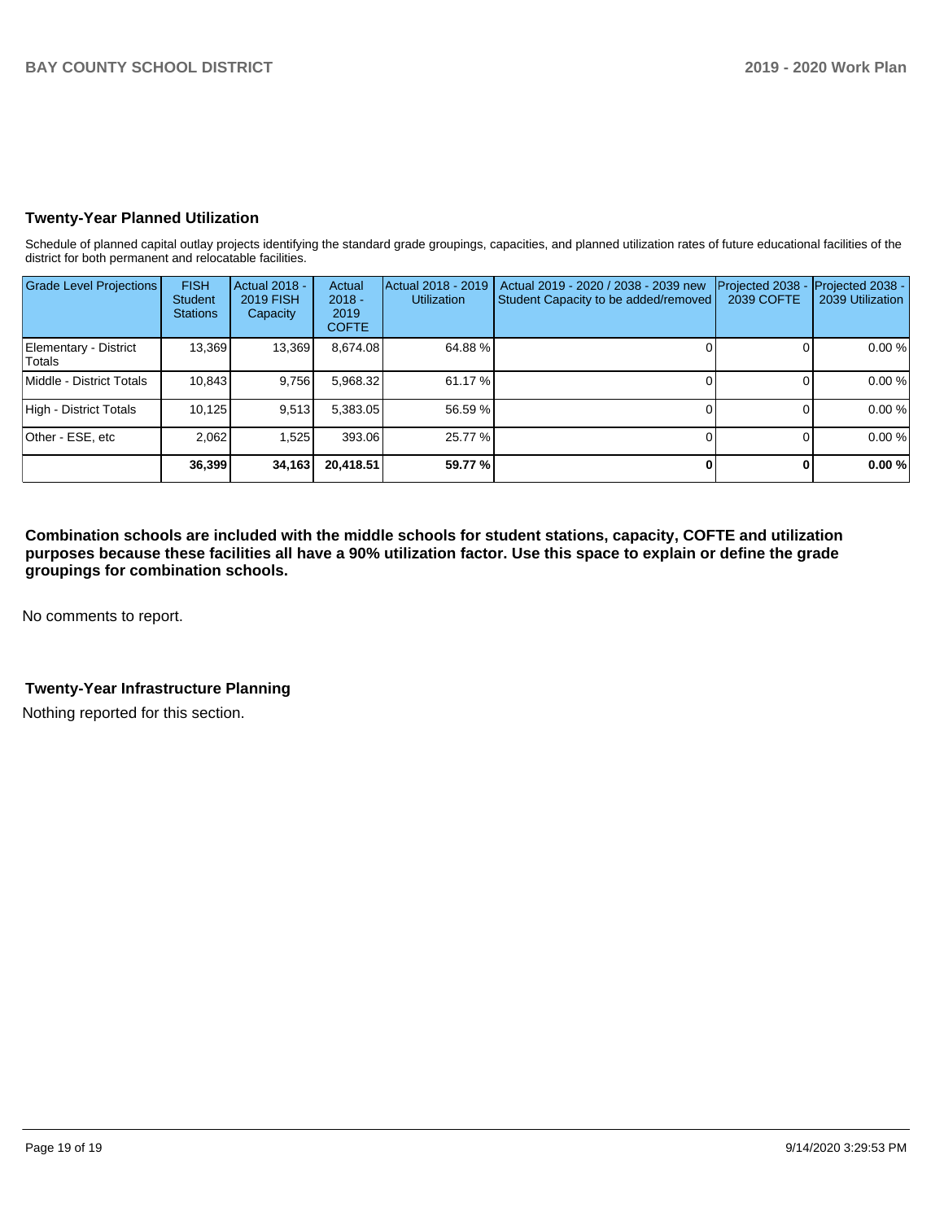### Twenty-Year Planned Utilization

Schedule of planned capital outlay projects identifying the standard grade groupings, capacities, and planned utilization rates of future educational facilities of the district for both permanent and relocatable facilities.

| Grade Level Projections | FISH Student Stations | Actual 2018 - 2019 FISH Capacity | Actual 2018 - 2019 COFTE | Actual 2018 - 2019 Utilization | Actual 2019 - 2020 / 2038 - 2039 new Student Capacity to be added/removed | Projected 2038 - 2039 COFTE | Projected 2038 - 2039 Utilization |
|---|---|---|---|---|---|---|---|
| Elementary - District Totals | 13,369 | 13,369 | 8,674.08 | 64.88 % | 0 | 0 | 0.00 % |
| Middle - District Totals | 10,843 | 9,756 | 5,968.32 | 61.17 % | 0 | 0 | 0.00 % |
| High - District Totals | 10,125 | 9,513 | 5,383.05 | 56.59 % | 0 | 0 | 0.00 % |
| Other - ESE, etc | 2,062 | 1,525 | 393.06 | 25.77 % | 0 | 0 | 0.00 % |
| | **36,399** | **34,163** | **20,418.51** | **59.77 %** | **0** | **0** | **0.00 %** |

**Combination schools are included with the middle schools for student stations, capacity, COFTE and utilization purposes because these facilities all have a 90% utilization factor. Use this space to explain or define the grade groupings for combination schools.**

No comments to report.

### Twenty-Year Infrastructure Planning

Nothing reported for this section.